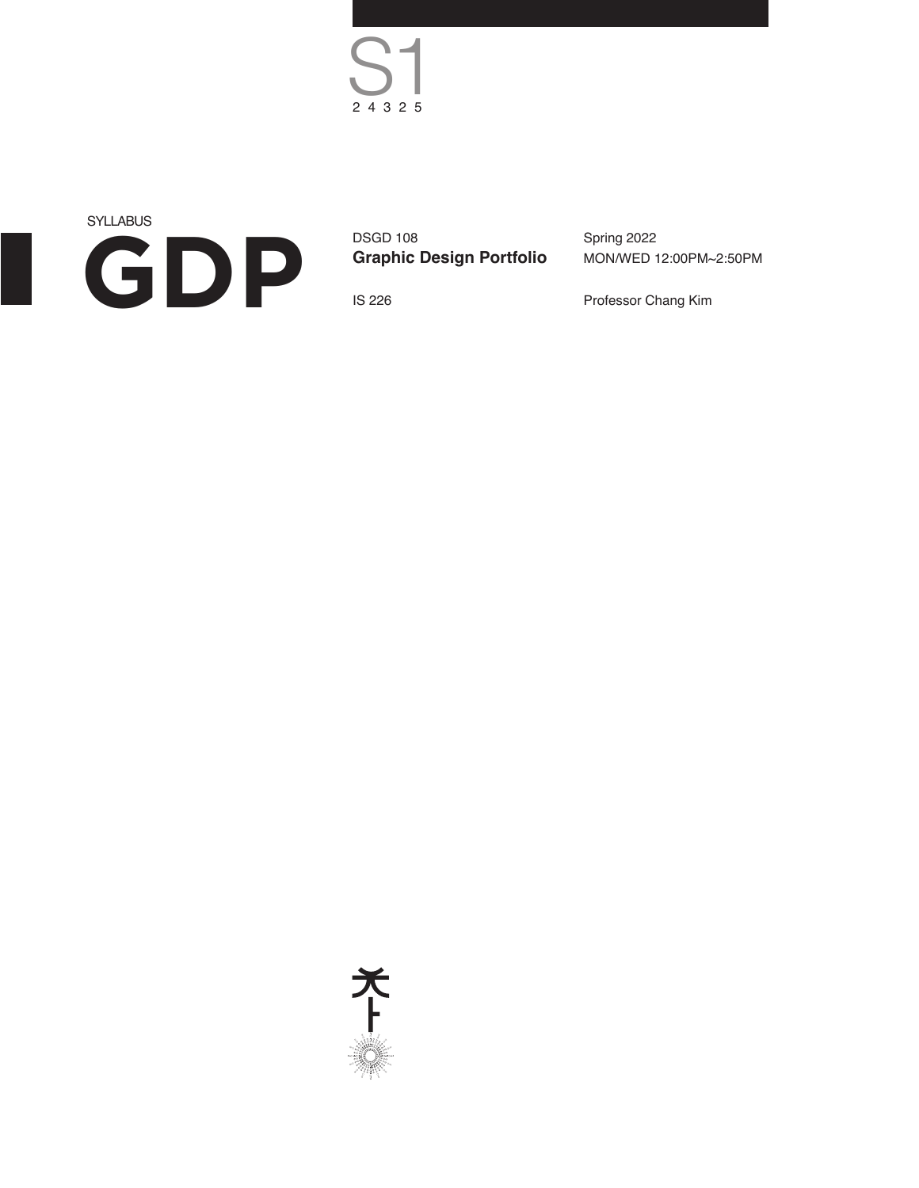S1

2 4 3 2 5

SYLLABUS

# GDP

DSGD 108
**Graphic Design Portfolio**

IS 226

Spring 2022
MON/WED 12:00PM~2:50PM

Professor Chang Kim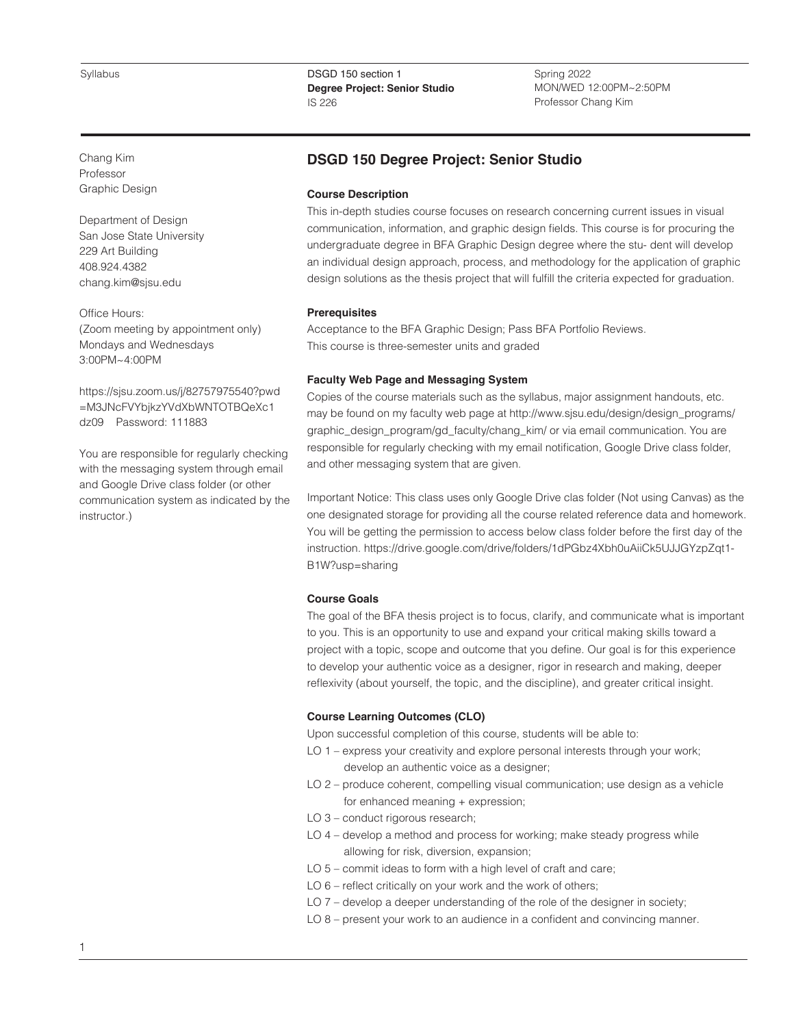Syllabus

DSGD 150 section 1
**Degree Project: Senior Studio**
IS 226

Spring 2022
MON/WED 12:00PM~2:50PM
Professor Chang Kim

Chang Kim
Professor
Graphic Design

Department of Design
San Jose State University
229 Art Building
408.924.4382
chang.kim@sjsu.edu

Office Hours:
(Zoom meeting by appointment only)
Mondays and Wednesdays
3:00PM~4:00PM

https://sjsu.zoom.us/j/82757975540?pwd=M3JNcFVYbjkzYVdXbWNTOTBQeXc1dz09 Password: 111883

You are responsible for regularly checking with the messaging system through email and Google Drive class folder (or other communication system as indicated by the instructor.)

## DSGD 150 Degree Project: Senior Studio

### Course Description

This in-depth studies course focuses on research concerning current issues in visual communication, information, and graphic design fields. This course is for procuring the undergraduate degree in BFA Graphic Design degree where the stu- dent will develop an individual design approach, process, and methodology for the application of graphic design solutions as the thesis project that will fulfill the criteria expected for graduation.

### Prerequisites

Acceptance to the BFA Graphic Design; Pass BFA Portfolio Reviews.
This course is three-semester units and graded

### Faculty Web Page and Messaging System

Copies of the course materials such as the syllabus, major assignment handouts, etc. may be found on my faculty web page at http://www.sjsu.edu/design/design_programs/graphic_design_program/gd_faculty/chang_kim/ or via email communication. You are responsible for regularly checking with my email notification, Google Drive class folder, and other messaging system that are given.

Important Notice: This class uses only Google Drive clas folder (Not using Canvas) as the one designated storage for providing all the course related reference data and homework. You will be getting the permission to access below class folder before the first day of the instruction. https://drive.google.com/drive/folders/1dPGbz4Xbh0uAiiCk5UJJGYzpZqt1-B1W?usp=sharing

### Course Goals

The goal of the BFA thesis project is to focus, clarify, and communicate what is important to you. This is an opportunity to use and expand your critical making skills toward a project with a topic, scope and outcome that you define. Our goal is for this experience to develop your authentic voice as a designer, rigor in research and making, deeper reflexivity (about yourself, the topic, and the discipline), and greater critical insight.

### Course Learning Outcomes (CLO)

Upon successful completion of this course, students will be able to:

- LO 1 – express your creativity and explore personal interests through your work; develop an authentic voice as a designer;
- LO 2 – produce coherent, compelling visual communication; use design as a vehicle for enhanced meaning + expression;
- LO 3 – conduct rigorous research;
- LO 4 – develop a method and process for working; make steady progress while allowing for risk, diversion, expansion;
- LO 5 – commit ideas to form with a high level of craft and care;
- LO 6 – reflect critically on your work and the work of others;
- LO 7 – develop a deeper understanding of the role of the designer in society;
- LO 8 – present your work to an audience in a confident and convincing manner.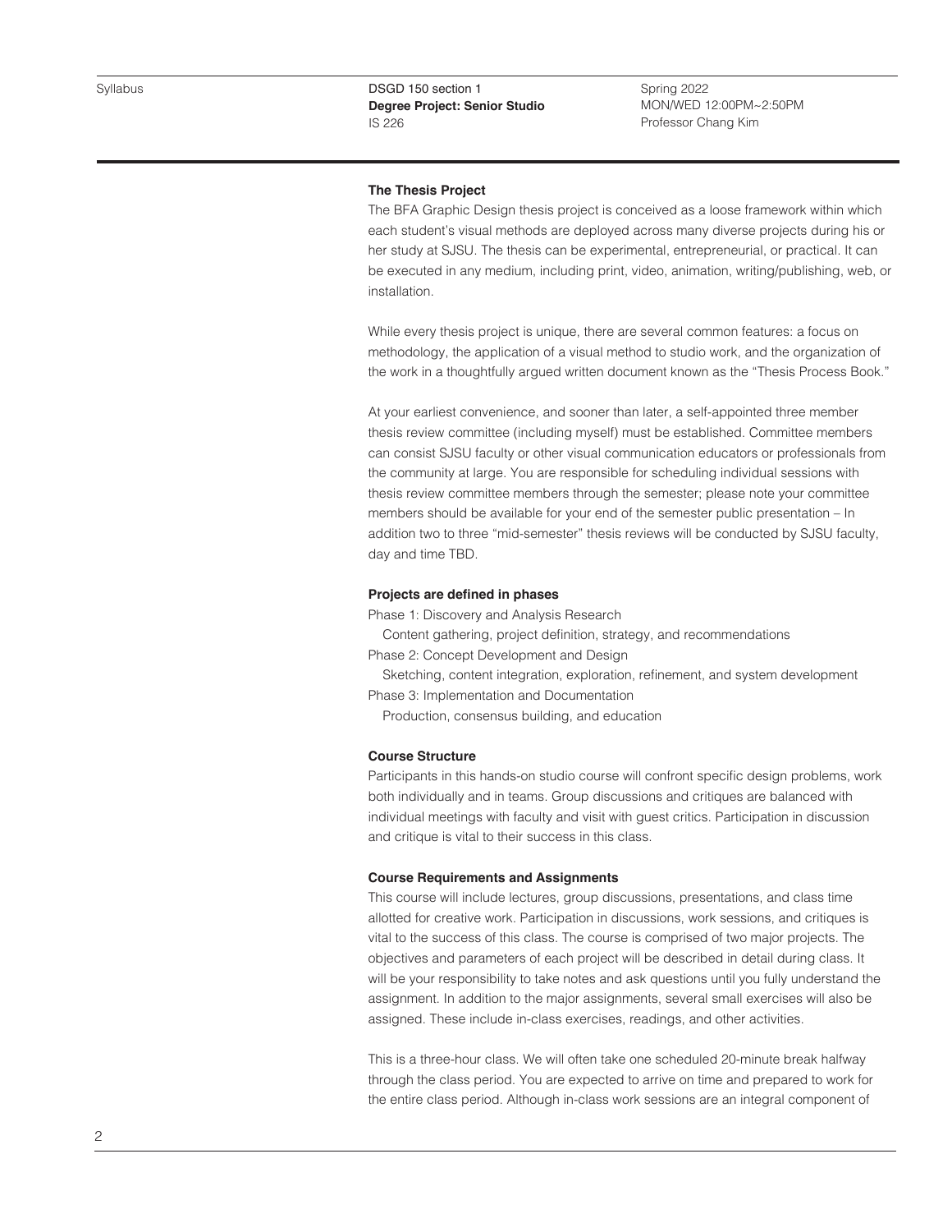### The Thesis Project

The BFA Graphic Design thesis project is conceived as a loose framework within which each student's visual methods are deployed across many diverse projects during his or her study at SJSU. The thesis can be experimental, entrepreneurial, or practical. It can be executed in any medium, including print, video, animation, writing/publishing, web, or installation.

While every thesis project is unique, there are several common features: a focus on methodology, the application of a visual method to studio work, and the organization of the work in a thoughtfully argued written document known as the "Thesis Process Book."

At your earliest convenience, and sooner than later, a self-appointed three member thesis review committee (including myself) must be established. Committee members can consist SJSU faculty or other visual communication educators or professionals from the community at large. You are responsible for scheduling individual sessions with thesis review committee members through the semester; please note your committee members should be available for your end of the semester public presentation – In addition two to three "mid-semester" thesis reviews will be conducted by SJSU faculty, day and time TBD.

### Projects are defined in phases

Phase 1: Discovery and Analysis Research
  Content gathering, project definition, strategy, and recommendations
Phase 2: Concept Development and Design
  Sketching, content integration, exploration, refinement, and system development
Phase 3: Implementation and Documentation
  Production, consensus building, and education

### Course Structure

Participants in this hands-on studio course will confront specific design problems, work both individually and in teams. Group discussions and critiques are balanced with individual meetings with faculty and visit with guest critics. Participation in discussion and critique is vital to their success in this class.

### Course Requirements and Assignments

This course will include lectures, group discussions, presentations, and class time allotted for creative work. Participation in discussions, work sessions, and critiques is vital to the success of this class. The course is comprised of two major projects. The objectives and parameters of each project will be described in detail during class. It will be your responsibility to take notes and ask questions until you fully understand the assignment. In addition to the major assignments, several small exercises will also be assigned. These include in-class exercises, readings, and other activities.

This is a three-hour class. We will often take one scheduled 20-minute break halfway through the class period. You are expected to arrive on time and prepared to work for the entire class period. Although in-class work sessions are an integral component of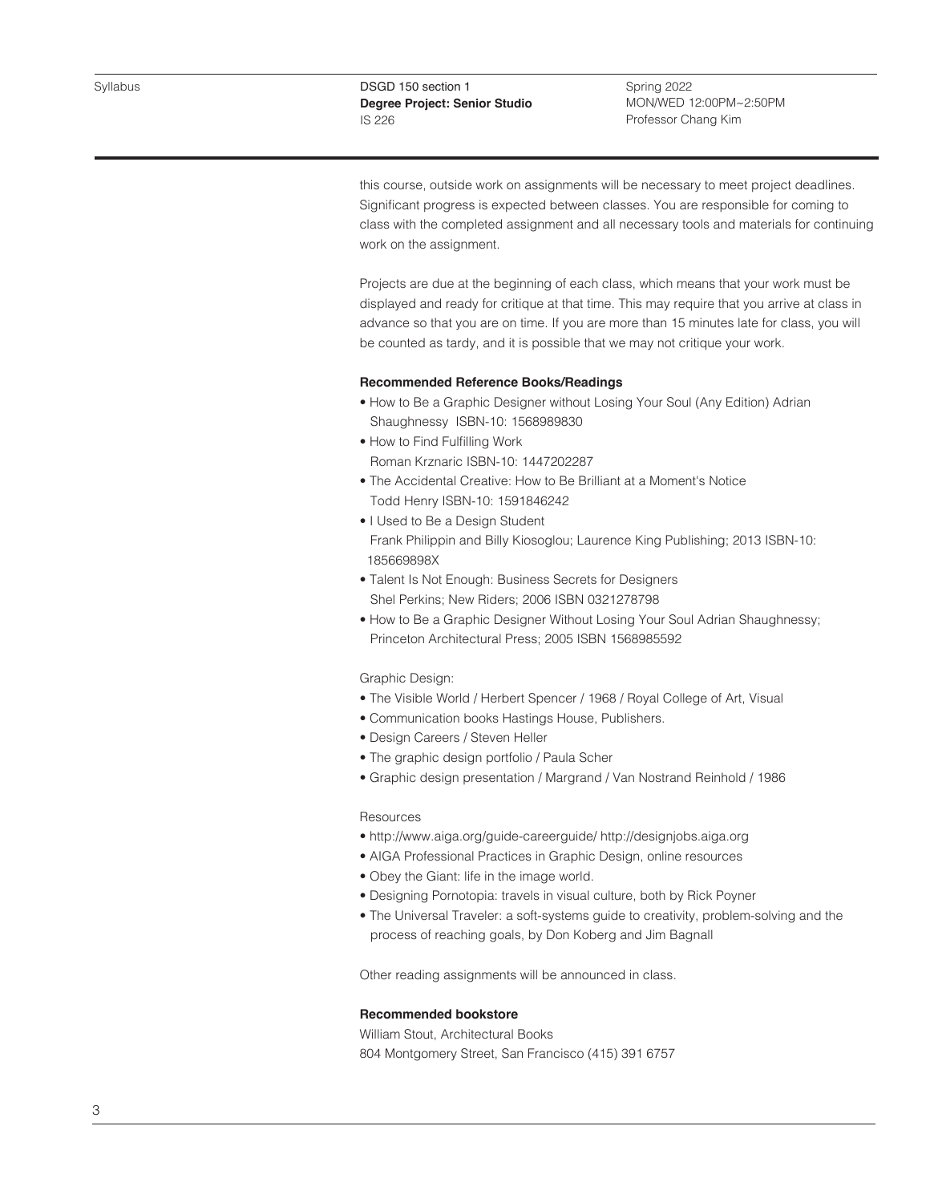this course, outside work on assignments will be necessary to meet project deadlines. Significant progress is expected between classes. You are responsible for coming to class with the completed assignment and all necessary tools and materials for continuing work on the assignment.

Projects are due at the beginning of each class, which means that your work must be displayed and ready for critique at that time. This may require that you arrive at class in advance so that you are on time. If you are more than 15 minutes late for class, you will be counted as tardy, and it is possible that we may not critique your work.

**Recommended Reference Books/Readings**

- How to Be a Graphic Designer without Losing Your Soul (Any Edition) Adrian Shaughnessy ISBN-10: 1568989830
- How to Find Fulfilling Work
  Roman Krznaric ISBN-10: 1447202287
- The Accidental Creative: How to Be Brilliant at a Moment's Notice
  Todd Henry ISBN-10: 1591846242
- I Used to Be a Design Student
  Frank Philippin and Billy Kiosoglou; Laurence King Publishing; 2013 ISBN-10: 185669898X
- Talent Is Not Enough: Business Secrets for Designers
  Shel Perkins; New Riders; 2006 ISBN 0321278798
- How to Be a Graphic Designer Without Losing Your Soul Adrian Shaughnessy; Princeton Architectural Press; 2005 ISBN 1568985592

Graphic Design:

- The Visible World / Herbert Spencer / 1968 / Royal College of Art, Visual
- Communication books Hastings House, Publishers.
- Design Careers / Steven Heller
- The graphic design portfolio / Paula Scher
- Graphic design presentation / Margrand / Van Nostrand Reinhold / 1986

Resources

- http://www.aiga.org/guide-careerguide/ http://designjobs.aiga.org
- AIGA Professional Practices in Graphic Design, online resources
- Obey the Giant: life in the image world.
- Designing Pornotopia: travels in visual culture, both by Rick Poyner
- The Universal Traveler: a soft-systems guide to creativity, problem-solving and the process of reaching goals, by Don Koberg and Jim Bagnall

Other reading assignments will be announced in class.

**Recommended bookstore**

William Stout, Architectural Books
804 Montgomery Street, San Francisco (415) 391 6757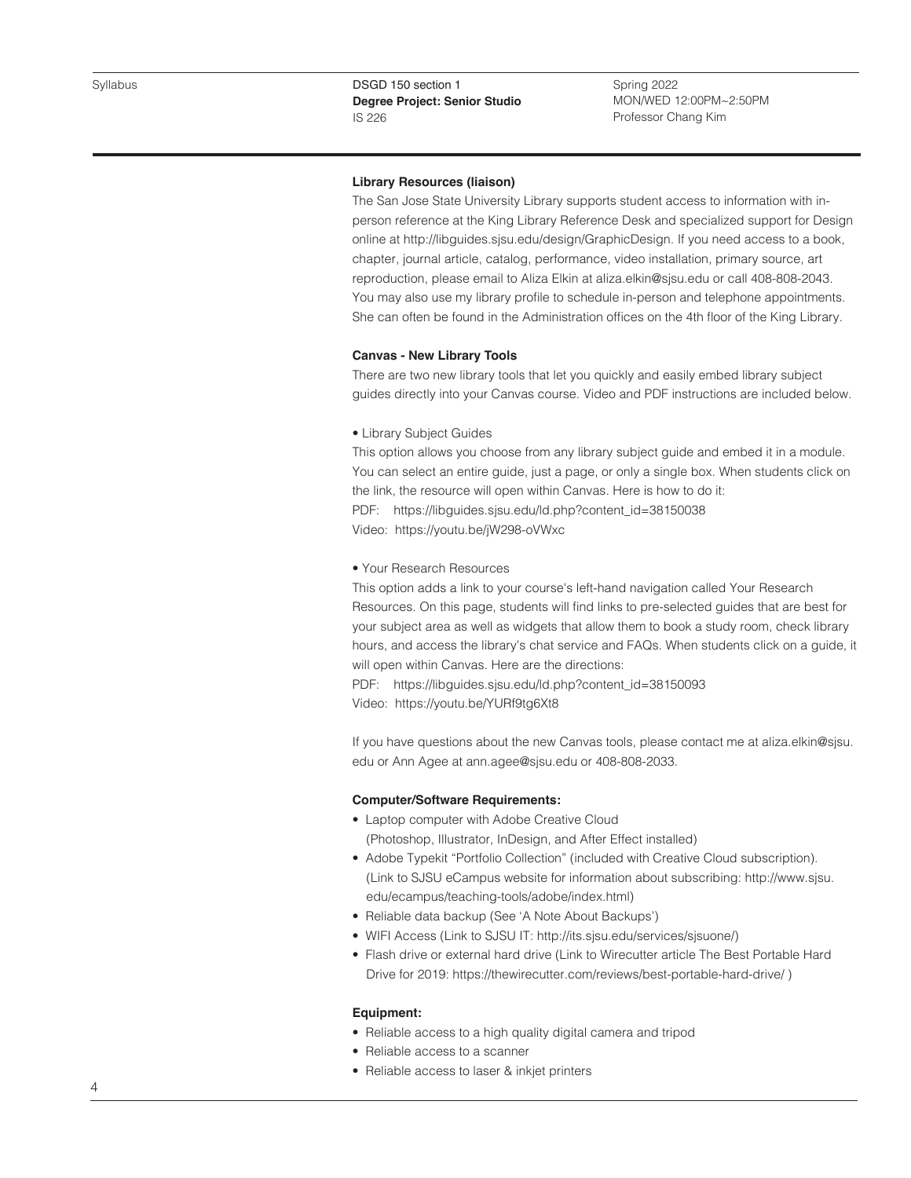**Library Resources (liaison)**

The San Jose State University Library supports student access to information with in-person reference at the King Library Reference Desk and specialized support for Design online at http://libguides.sjsu.edu/design/GraphicDesign. If you need access to a book, chapter, journal article, catalog, performance, video installation, primary source, art reproduction, please email to Aliza Elkin at aliza.elkin@sjsu.edu or call 408-808-2043. You may also use my library profile to schedule in-person and telephone appointments. She can often be found in the Administration offices on the 4th floor of the King Library.

**Canvas - New Library Tools**

There are two new library tools that let you quickly and easily embed library subject guides directly into your Canvas course. Video and PDF instructions are included below.

• Library Subject Guides

This option allows you choose from any library subject guide and embed it in a module. You can select an entire guide, just a page, or only a single box. When students click on the link, the resource will open within Canvas. Here is how to do it:

PDF: https://libguides.sjsu.edu/ld.php?content_id=38150038

Video: https://youtu.be/jW298-oVWxc

• Your Research Resources

This option adds a link to your course's left-hand navigation called Your Research Resources. On this page, students will find links to pre-selected guides that are best for your subject area as well as widgets that allow them to book a study room, check library hours, and access the library's chat service and FAQs. When students click on a guide, it will open within Canvas. Here are the directions:

PDF: https://libguides.sjsu.edu/ld.php?content_id=38150093

Video: https://youtu.be/YURf9tg6Xt8

If you have questions about the new Canvas tools, please contact me at aliza.elkin@sjsu.edu or Ann Agee at ann.agee@sjsu.edu or 408-808-2033.

**Computer/Software Requirements:**

- Laptop computer with Adobe Creative Cloud (Photoshop, Illustrator, InDesign, and After Effect installed)
- Adobe Typekit "Portfolio Collection" (included with Creative Cloud subscription). (Link to SJSU eCampus website for information about subscribing: http://www.sjsu.edu/ecampus/teaching-tools/adobe/index.html)
- Reliable data backup (See 'A Note About Backups')
- WIFI Access (Link to SJSU IT: http://its.sjsu.edu/services/sjsuone/)
- Flash drive or external hard drive (Link to Wirecutter article The Best Portable Hard Drive for 2019: https://thewirecutter.com/reviews/best-portable-hard-drive/ )

**Equipment:**

- Reliable access to a high quality digital camera and tripod
- Reliable access to a scanner
- Reliable access to laser & inkjet printers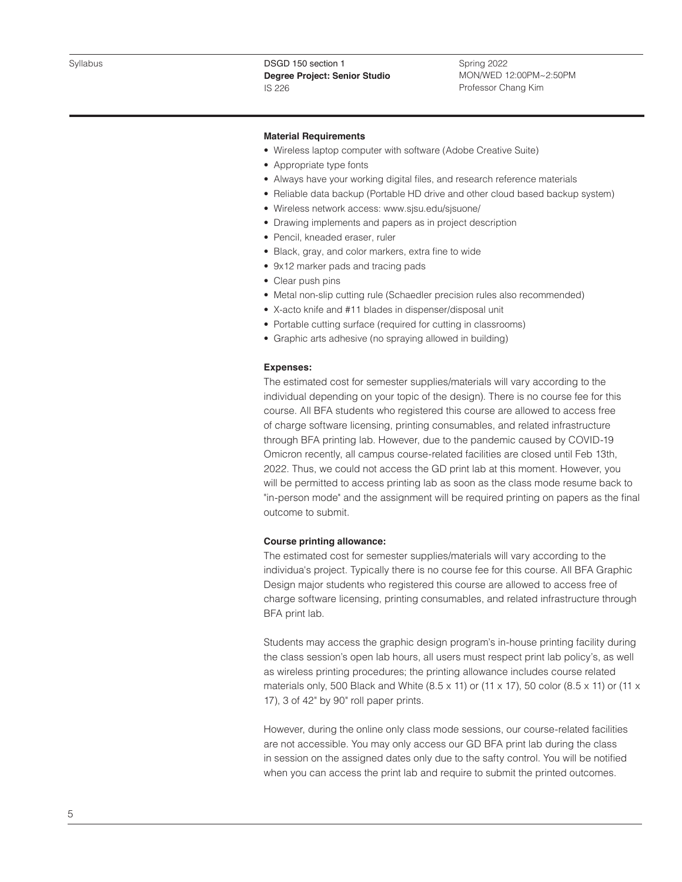**Material Requirements**

- Wireless laptop computer with software (Adobe Creative Suite)
- Appropriate type fonts
- Always have your working digital files, and research reference materials
- Reliable data backup (Portable HD drive and other cloud based backup system)
- Wireless network access: www.sjsu.edu/sjsuone/
- Drawing implements and papers as in project description
- Pencil, kneaded eraser, ruler
- Black, gray, and color markers, extra fine to wide
- 9x12 marker pads and tracing pads
- Clear push pins
- Metal non-slip cutting rule (Schaedler precision rules also recommended)
- X-acto knife and #11 blades in dispenser/disposal unit
- Portable cutting surface (required for cutting in classrooms)
- Graphic arts adhesive (no spraying allowed in building)

**Expenses:**

The estimated cost for semester supplies/materials will vary according to the individual depending on your topic of the design). There is no course fee for this course. All BFA students who registered this course are allowed to access free of charge software licensing, printing consumables, and related infrastructure through BFA printing lab. However, due to the pandemic caused by COVID-19 Omicron recently, all campus course-related facilities are closed until Feb 13th, 2022. Thus, we could not access the GD print lab at this moment. However, you will be permitted to access printing lab as soon as the class mode resume back to "in-person mode" and the assignment will be required printing on papers as the final outcome to submit.

**Course printing allowance:**

The estimated cost for semester supplies/materials will vary according to the individua's project. Typically there is no course fee for this course. All BFA Graphic Design major students who registered this course are allowed to access free of charge software licensing, printing consumables, and related infrastructure through BFA print lab.

Students may access the graphic design program's in-house printing facility during the class session's open lab hours, all users must respect print lab policy's, as well as wireless printing procedures; the printing allowance includes course related materials only, 500 Black and White (8.5 x 11) or (11 x 17), 50 color (8.5 x 11) or (11 x 17), 3 of 42" by 90" roll paper prints.

However, during the online only class mode sessions, our course-related facilities are not accessible. You may only access our GD BFA print lab during the class in session on the assigned dates only due to the safty control. You will be notified when you can access the print lab and require to submit the printed outcomes.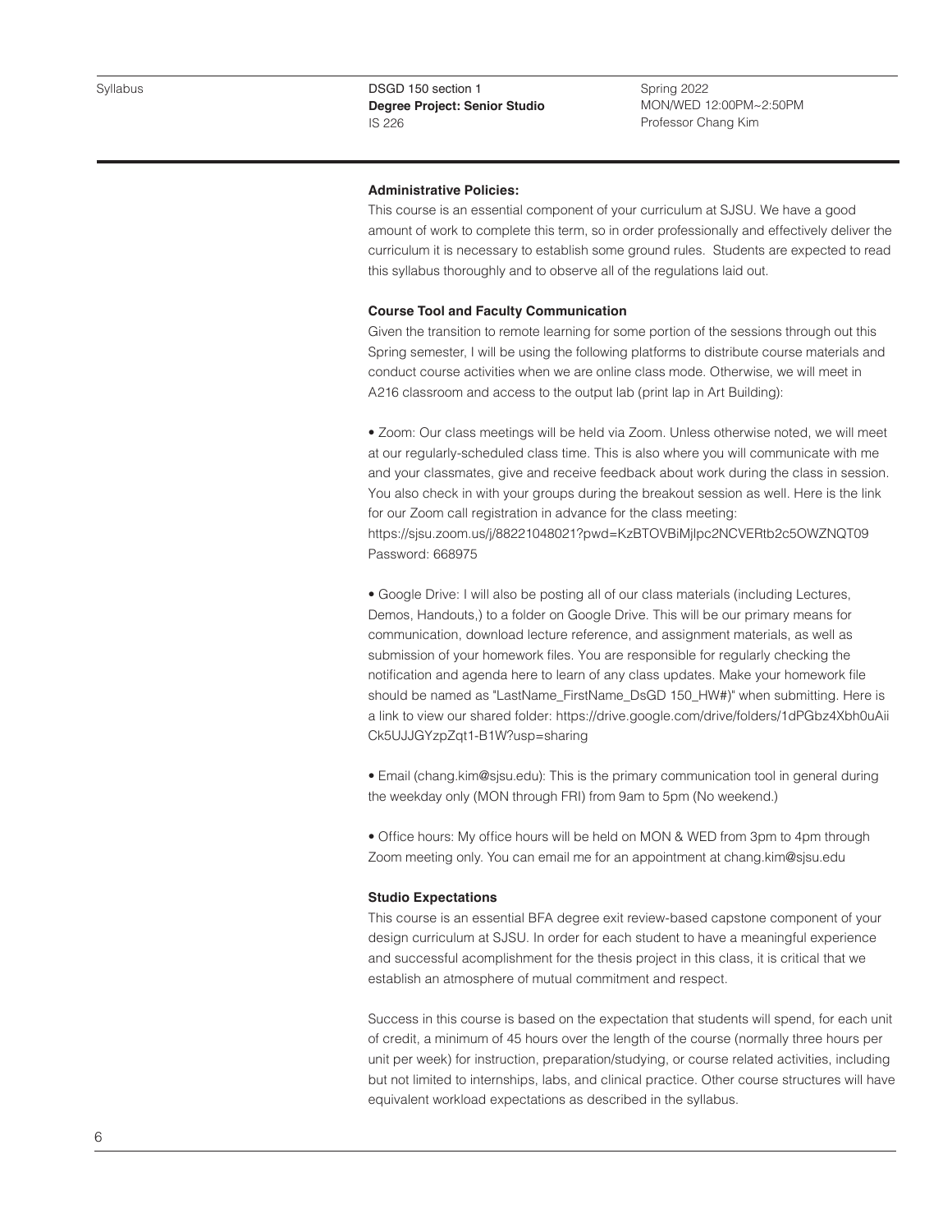### Administrative Policies:

This course is an essential component of your curriculum at SJSU. We have a good amount of work to complete this term, so in order professionally and effectively deliver the curriculum it is necessary to establish some ground rules. Students are expected to read this syllabus thoroughly and to observe all of the regulations laid out.

### Course Tool and Faculty Communication

Given the transition to remote learning for some portion of the sessions through out this Spring semester, I will be using the following platforms to distribute course materials and conduct course activities when we are online class mode. Otherwise, we will meet in A216 classroom and access to the output lab (print lap in Art Building):

• Zoom: Our class meetings will be held via Zoom. Unless otherwise noted, we will meet at our regularly-scheduled class time. This is also where you will communicate with me and your classmates, give and receive feedback about work during the class in session. You also check in with your groups during the breakout session as well. Here is the link for our Zoom call registration in advance for the class meeting:
https://sjsu.zoom.us/j/88221048021?pwd=KzBTOVBiMjlpc2NCVERtb2c5OWZNQT09
Password: 668975

• Google Drive: I will also be posting all of our class materials (including Lectures, Demos, Handouts,) to a folder on Google Drive. This will be our primary means for communication, download lecture reference, and assignment materials, as well as submission of your homework files. You are responsible for regularly checking the notification and agenda here to learn of any class updates. Make your homework file should be named as "LastName_FirstName_DsGD 150_HW#)" when submitting. Here is a link to view our shared folder: https://drive.google.com/drive/folders/1dPGbz4Xbh0uAiiCk5UJJGYzpZqt1-B1W?usp=sharing

• Email (chang.kim@sjsu.edu): This is the primary communication tool in general during the weekday only (MON through FRI) from 9am to 5pm (No weekend.)

• Office hours: My office hours will be held on MON & WED from 3pm to 4pm through Zoom meeting only. You can email me for an appointment at chang.kim@sjsu.edu

### Studio Expectations

This course is an essential BFA degree exit review-based capstone component of your design curriculum at SJSU. In order for each student to have a meaningful experience and successful acomplishment for the thesis project in this class, it is critical that we establish an atmosphere of mutual commitment and respect.

Success in this course is based on the expectation that students will spend, for each unit of credit, a minimum of 45 hours over the length of the course (normally three hours per unit per week) for instruction, preparation/studying, or course related activities, including but not limited to internships, labs, and clinical practice. Other course structures will have equivalent workload expectations as described in the syllabus.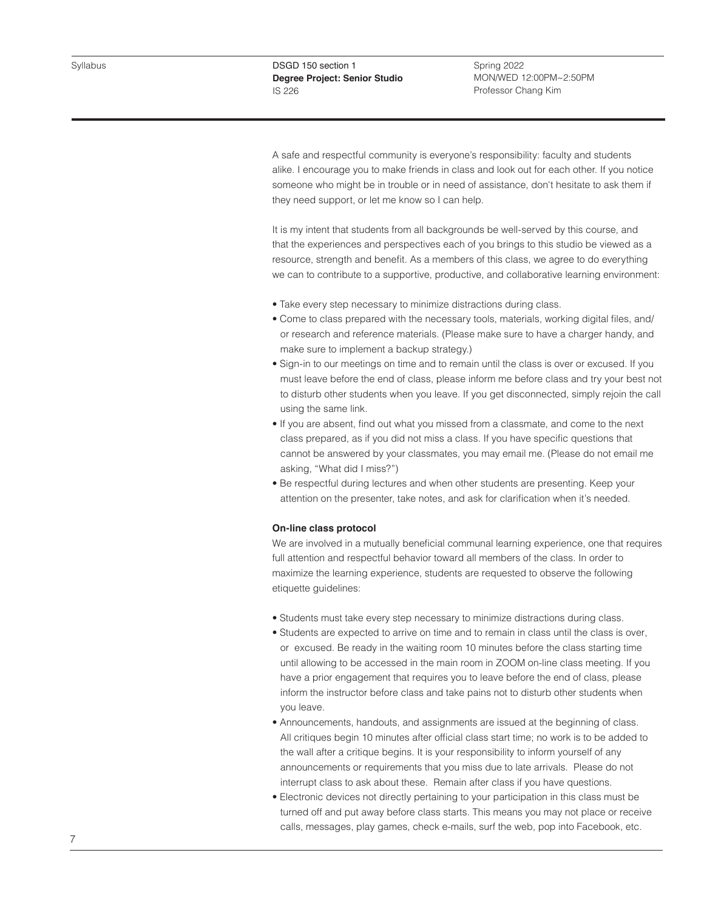A safe and respectful community is everyone's responsibility: faculty and students alike. I encourage you to make friends in class and look out for each other. If you notice someone who might be in trouble or in need of assistance, don't hesitate to ask them if they need support, or let me know so I can help.

It is my intent that students from all backgrounds be well-served by this course, and that the experiences and perspectives each of you brings to this studio be viewed as a resource, strength and benefit. As a members of this class, we agree to do everything we can to contribute to a supportive, productive, and collaborative learning environment:

- Take every step necessary to minimize distractions during class.
- Come to class prepared with the necessary tools, materials, working digital files, and/or research and reference materials. (Please make sure to have a charger handy, and make sure to implement a backup strategy.)
- Sign-in to our meetings on time and to remain until the class is over or excused. If you must leave before the end of class, please inform me before class and try your best not to disturb other students when you leave. If you get disconnected, simply rejoin the call using the same link.
- If you are absent, find out what you missed from a classmate, and come to the next class prepared, as if you did not miss a class. If you have specific questions that cannot be answered by your classmates, you may email me. (Please do not email me asking, "What did I miss?")
- Be respectful during lectures and when other students are presenting. Keep your attention on the presenter, take notes, and ask for clarification when it's needed.

**On-line class protocol**

We are involved in a mutually beneficial communal learning experience, one that requires full attention and respectful behavior toward all members of the class. In order to maximize the learning experience, students are requested to observe the following etiquette guidelines:

- Students must take every step necessary to minimize distractions during class.
- Students are expected to arrive on time and to remain in class until the class is over, or excused. Be ready in the waiting room 10 minutes before the class starting time until allowing to be accessed in the main room in ZOOM on-line class meeting. If you have a prior engagement that requires you to leave before the end of class, please inform the instructor before class and take pains not to disturb other students when you leave.
- Announcements, handouts, and assignments are issued at the beginning of class. All critiques begin 10 minutes after official class start time; no work is to be added to the wall after a critique begins. It is your responsibility to inform yourself of any announcements or requirements that you miss due to late arrivals. Please do not interrupt class to ask about these. Remain after class if you have questions.
- Electronic devices not directly pertaining to your participation in this class must be turned off and put away before class starts. This means you may not place or receive calls, messages, play games, check e-mails, surf the web, pop into Facebook, etc.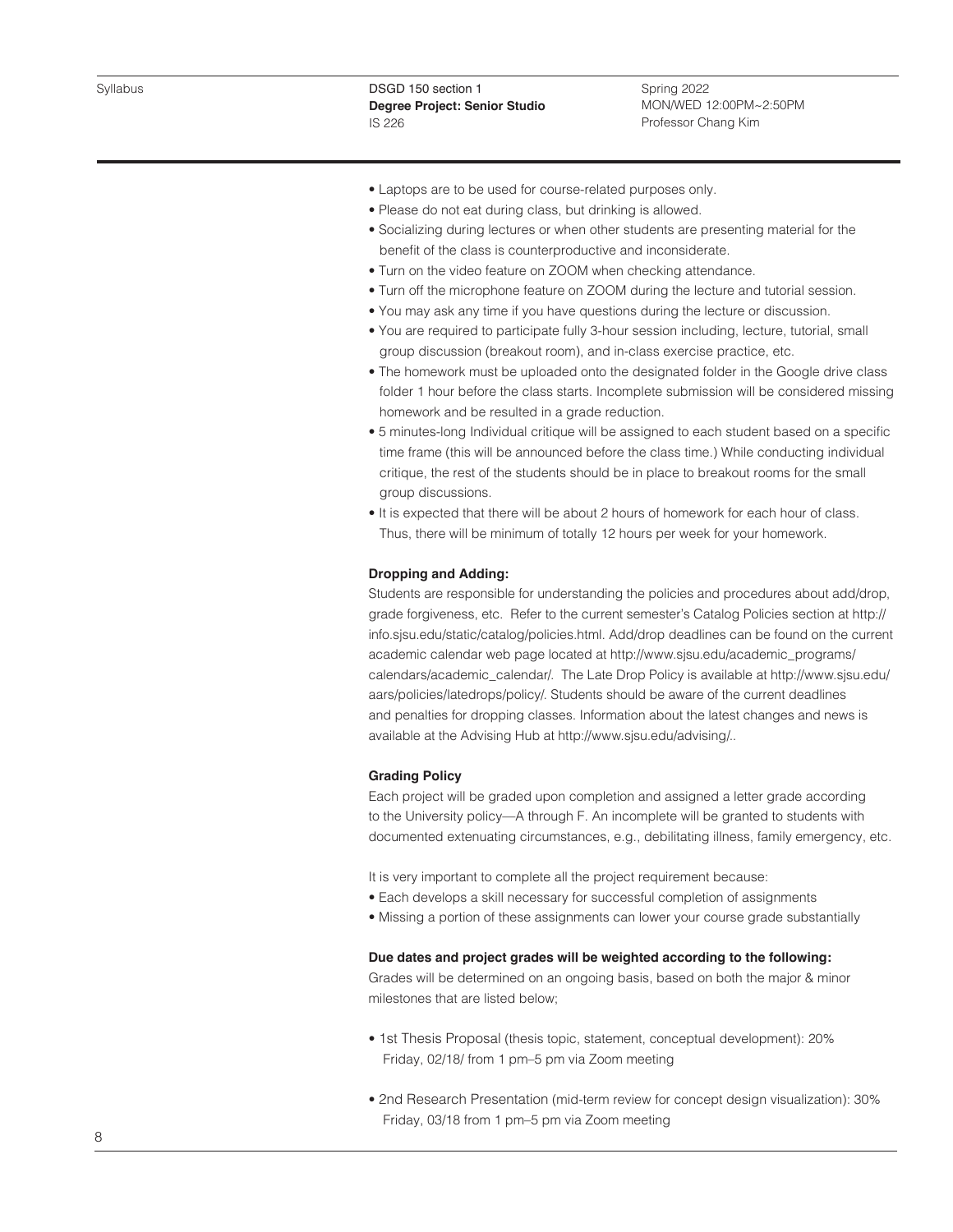- Laptops are to be used for course-related purposes only.
- Please do not eat during class, but drinking is allowed.
- Socializing during lectures or when other students are presenting material for the benefit of the class is counterproductive and inconsiderate.
- Turn on the video feature on ZOOM when checking attendance.
- Turn off the microphone feature on ZOOM during the lecture and tutorial session.
- You may ask any time if you have questions during the lecture or discussion.
- You are required to participate fully 3-hour session including, lecture, tutorial, small group discussion (breakout room), and in-class exercise practice, etc.
- The homework must be uploaded onto the designated folder in the Google drive class folder 1 hour before the class starts. Incomplete submission will be considered missing homework and be resulted in a grade reduction.
- 5 minutes-long Individual critique will be assigned to each student based on a specific time frame (this will be announced before the class time.) While conducting individual critique, the rest of the students should be in place to breakout rooms for the small group discussions.
- It is expected that there will be about 2 hours of homework for each hour of class. Thus, there will be minimum of totally 12 hours per week for your homework.

**Dropping and Adding:**

Students are responsible for understanding the policies and procedures about add/drop, grade forgiveness, etc. Refer to the current semester's Catalog Policies section at http://info.sjsu.edu/static/catalog/policies.html. Add/drop deadlines can be found on the current academic calendar web page located at http://www.sjsu.edu/academic_programs/calendars/academic_calendar/. The Late Drop Policy is available at http://www.sjsu.edu/aars/policies/latedrops/policy/. Students should be aware of the current deadlines and penalties for dropping classes. Information about the latest changes and news is available at the Advising Hub at http://www.sjsu.edu/advising/..

**Grading Policy**

Each project will be graded upon completion and assigned a letter grade according to the University policy—A through F. An incomplete will be granted to students with documented extenuating circumstances, e.g., debilitating illness, family emergency, etc.

It is very important to complete all the project requirement because:

- Each develops a skill necessary for successful completion of assignments
- Missing a portion of these assignments can lower your course grade substantially

**Due dates and project grades will be weighted according to the following:**

Grades will be determined on an ongoing basis, based on both the major & minor milestones that are listed below;

- 1st Thesis Proposal (thesis topic, statement, conceptual development): 20%
  Friday, 02/18/ from 1 pm–5 pm via Zoom meeting

- 2nd Research Presentation (mid-term review for concept design visualization): 30%
  Friday, 03/18 from 1 pm–5 pm via Zoom meeting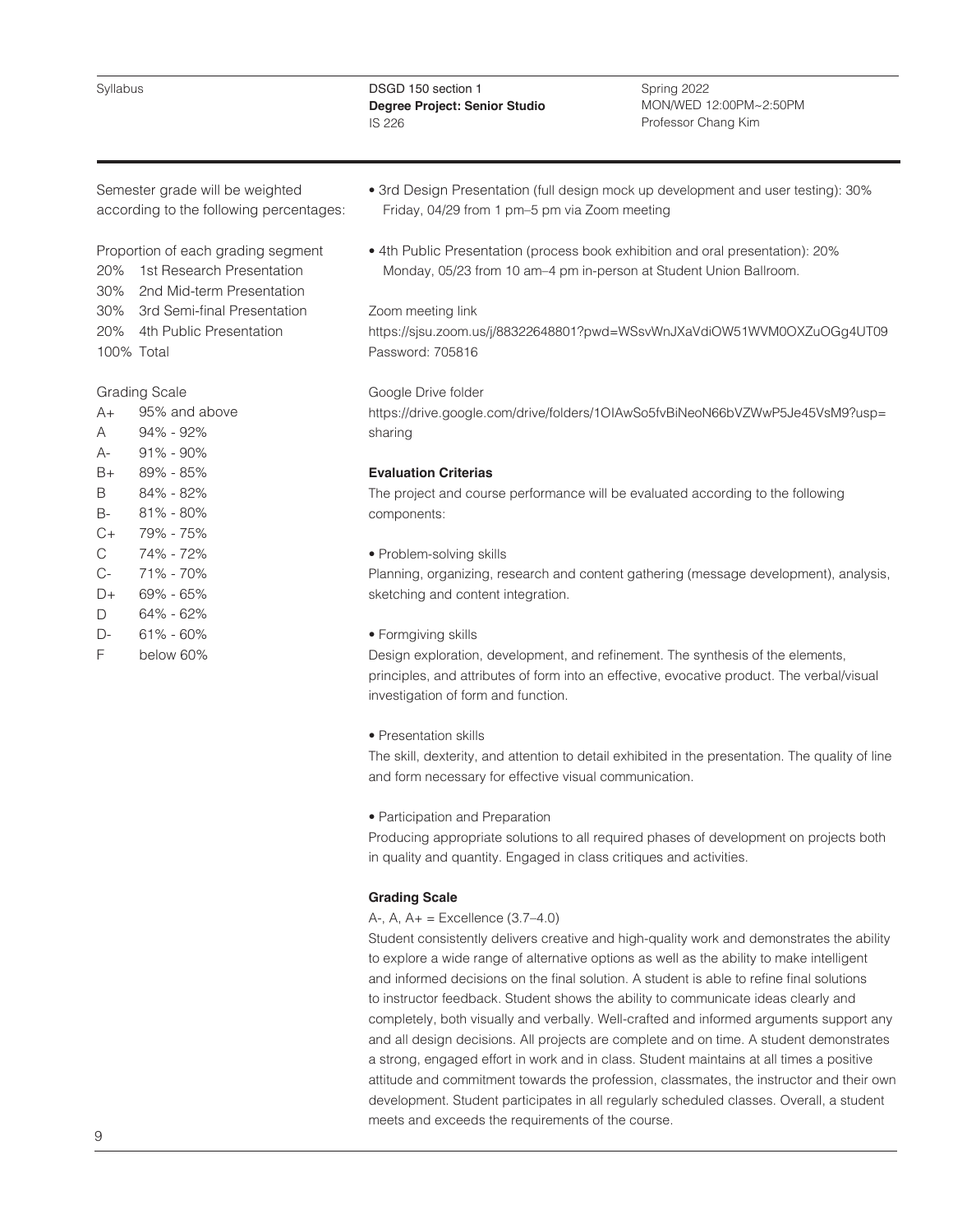Semester grade will be weighted according to the following percentages:

Proportion of each grading segment

| | |
|---|---|
| 20% | 1st Research Presentation |
| 30% | 2nd Mid-term Presentation |
| 30% | 3rd Semi-final Presentation |
| 20% | 4th Public Presentation |
| 100% | Total |

Grading Scale

| | |
|---|---|
| A+ | 95% and above |
| A | 94% - 92% |
| A- | 91% - 90% |
| B+ | 89% - 85% |
| B | 84% - 82% |
| B- | 81% - 80% |
| C+ | 79% - 75% |
| C | 74% - 72% |
| C- | 71% - 70% |
| D+ | 69% - 65% |
| D | 64% - 62% |
| D- | 61% - 60% |
| F | below 60% |

- 3rd Design Presentation (full design mock up development and user testing): 30%
  Friday, 04/29 from 1 pm–5 pm via Zoom meeting
- 4th Public Presentation (process book exhibition and oral presentation): 20%
  Monday, 05/23 from 10 am–4 pm in-person at Student Union Ballroom.

Zoom meeting link
https://sjsu.zoom.us/j/88322648801?pwd=WSsvWnJXaVdiOW51WVM0OXZuOGg4UT09
Password: 705816

Google Drive folder
https://drive.google.com/drive/folders/1OIAwSo5fvBiNeoN66bVZWwP5Je45VsM9?usp=sharing

**Evaluation Criterias**

The project and course performance will be evaluated according to the following components:

- Problem-solving skills

Planning, organizing, research and content gathering (message development), analysis, sketching and content integration.

- Formgiving skills

Design exploration, development, and refinement. The synthesis of the elements, principles, and attributes of form into an effective, evocative product. The verbal/visual investigation of form and function.

- Presentation skills

The skill, dexterity, and attention to detail exhibited in the presentation. The quality of line and form necessary for effective visual communication.

- Participation and Preparation

Producing appropriate solutions to all required phases of development on projects both in quality and quantity. Engaged in class critiques and activities.

**Grading Scale**

A-, A, A+ = Excellence (3.7–4.0)

Student consistently delivers creative and high-quality work and demonstrates the ability to explore a wide range of alternative options as well as the ability to make intelligent and informed decisions on the final solution. A student is able to refine final solutions to instructor feedback. Student shows the ability to communicate ideas clearly and completely, both visually and verbally. Well-crafted and informed arguments support any and all design decisions. All projects are complete and on time. A student demonstrates a strong, engaged effort in work and in class. Student maintains at all times a positive attitude and commitment towards the profession, classmates, the instructor and their own development. Student participates in all regularly scheduled classes. Overall, a student meets and exceeds the requirements of the course.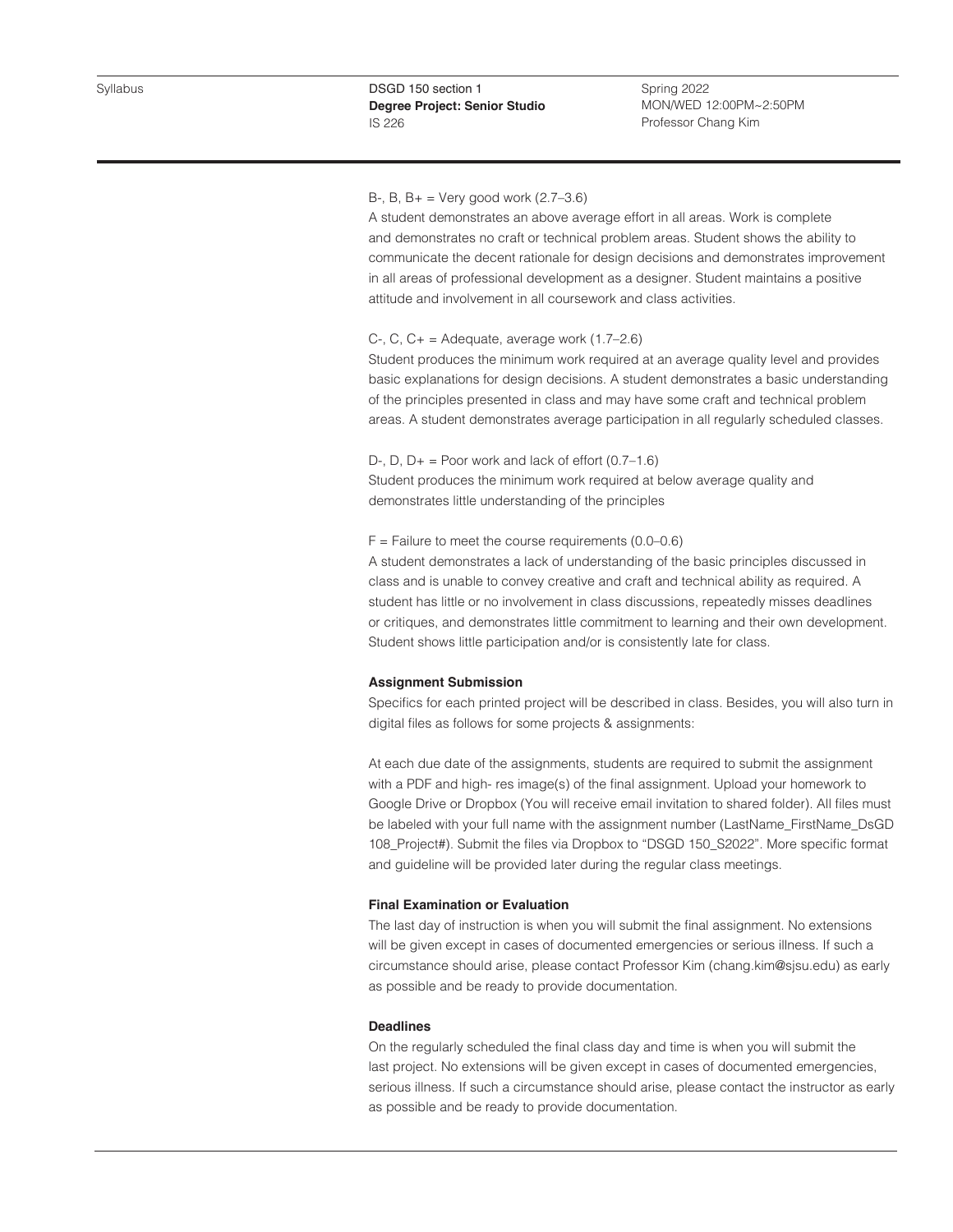B-, B, B+ = Very good work (2.7–3.6)
A student demonstrates an above average effort in all areas. Work is complete and demonstrates no craft or technical problem areas. Student shows the ability to communicate the decent rationale for design decisions and demonstrates improvement in all areas of professional development as a designer. Student maintains a positive attitude and involvement in all coursework and class activities.

C-, C, C+ = Adequate, average work (1.7–2.6)
Student produces the minimum work required at an average quality level and provides basic explanations for design decisions. A student demonstrates a basic understanding of the principles presented in class and may have some craft and technical problem areas. A student demonstrates average participation in all regularly scheduled classes.

D-, D, D+ = Poor work and lack of effort (0.7–1.6)
Student produces the minimum work required at below average quality and demonstrates little understanding of the principles

F = Failure to meet the course requirements (0.0–0.6)
A student demonstrates a lack of understanding of the basic principles discussed in class and is unable to convey creative and craft and technical ability as required. A student has little or no involvement in class discussions, repeatedly misses deadlines or critiques, and demonstrates little commitment to learning and their own development. Student shows little participation and/or is consistently late for class.

**Assignment Submission**

Specifics for each printed project will be described in class. Besides, you will also turn in digital files as follows for some projects & assignments:

At each due date of the assignments, students are required to submit the assignment with a PDF and high- res image(s) of the final assignment. Upload your homework to Google Drive or Dropbox (You will receive email invitation to shared folder). All files must be labeled with your full name with the assignment number (LastName_FirstName_DsGD 108_Project#). Submit the files via Dropbox to "DSGD 150_S2022". More specific format and guideline will be provided later during the regular class meetings.

**Final Examination or Evaluation**

The last day of instruction is when you will submit the final assignment. No extensions will be given except in cases of documented emergencies or serious illness. If such a circumstance should arise, please contact Professor Kim (chang.kim@sjsu.edu) as early as possible and be ready to provide documentation.

**Deadlines**

On the regularly scheduled the final class day and time is when you will submit the last project. No extensions will be given except in cases of documented emergencies, serious illness. If such a circumstance should arise, please contact the instructor as early as possible and be ready to provide documentation.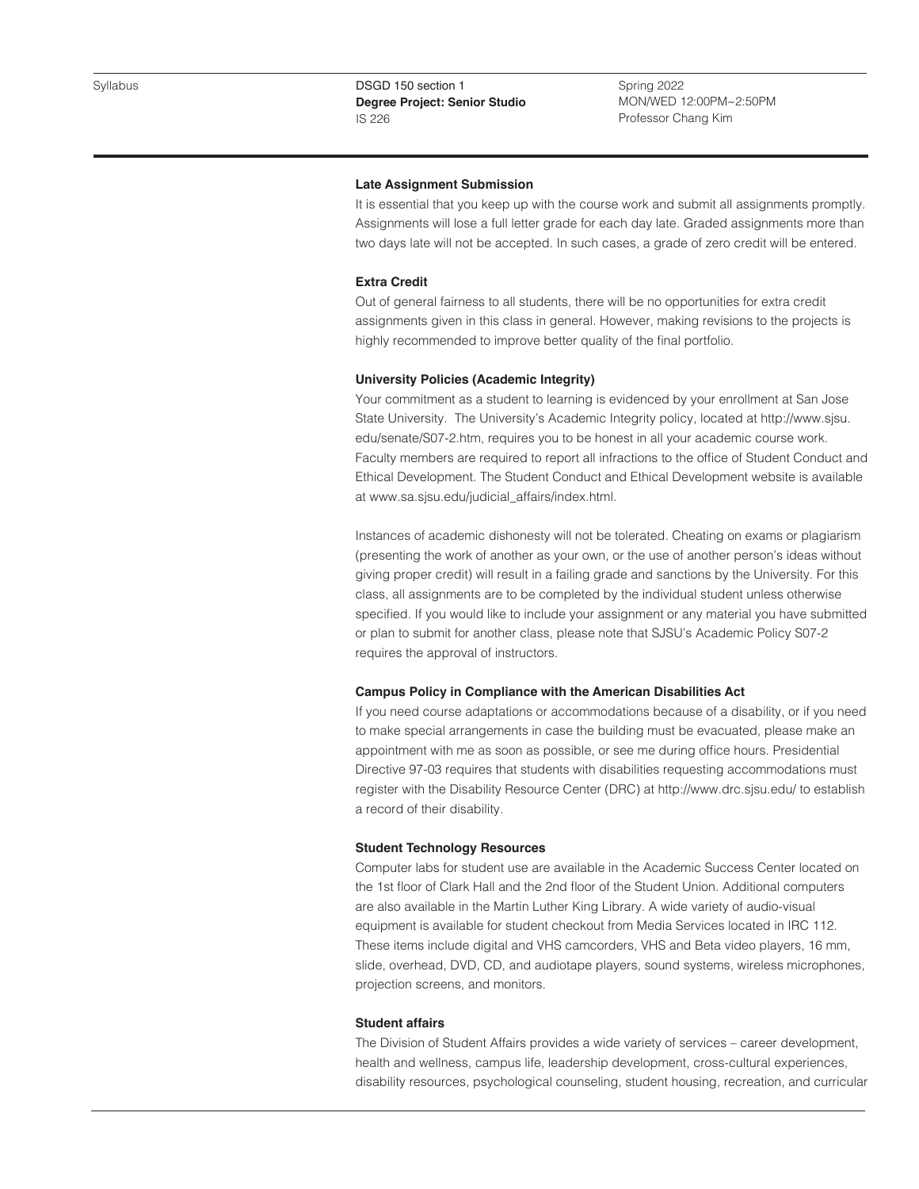### Late Assignment Submission

It is essential that you keep up with the course work and submit all assignments promptly. Assignments will lose a full letter grade for each day late. Graded assignments more than two days late will not be accepted. In such cases, a grade of zero credit will be entered.

### Extra Credit

Out of general fairness to all students, there will be no opportunities for extra credit assignments given in this class in general. However, making revisions to the projects is highly recommended to improve better quality of the final portfolio.

### University Policies (Academic Integrity)

Your commitment as a student to learning is evidenced by your enrollment at San Jose State University. The University's Academic Integrity policy, located at http://www.sjsu.edu/senate/S07-2.htm, requires you to be honest in all your academic course work. Faculty members are required to report all infractions to the office of Student Conduct and Ethical Development. The Student Conduct and Ethical Development website is available at www.sa.sjsu.edu/judicial_affairs/index.html.

Instances of academic dishonesty will not be tolerated. Cheating on exams or plagiarism (presenting the work of another as your own, or the use of another person's ideas without giving proper credit) will result in a failing grade and sanctions by the University. For this class, all assignments are to be completed by the individual student unless otherwise specified. If you would like to include your assignment or any material you have submitted or plan to submit for another class, please note that SJSU's Academic Policy S07-2 requires the approval of instructors.

### Campus Policy in Compliance with the American Disabilities Act

If you need course adaptations or accommodations because of a disability, or if you need to make special arrangements in case the building must be evacuated, please make an appointment with me as soon as possible, or see me during office hours. Presidential Directive 97-03 requires that students with disabilities requesting accommodations must register with the Disability Resource Center (DRC) at http://www.drc.sjsu.edu/ to establish a record of their disability.

### Student Technology Resources

Computer labs for student use are available in the Academic Success Center located on the 1st floor of Clark Hall and the 2nd floor of the Student Union. Additional computers are also available in the Martin Luther King Library. A wide variety of audio-visual equipment is available for student checkout from Media Services located in IRC 112. These items include digital and VHS camcorders, VHS and Beta video players, 16 mm, slide, overhead, DVD, CD, and audiotape players, sound systems, wireless microphones, projection screens, and monitors.

### Student affairs

The Division of Student Affairs provides a wide variety of services – career development, health and wellness, campus life, leadership development, cross-cultural experiences, disability resources, psychological counseling, student housing, recreation, and curricular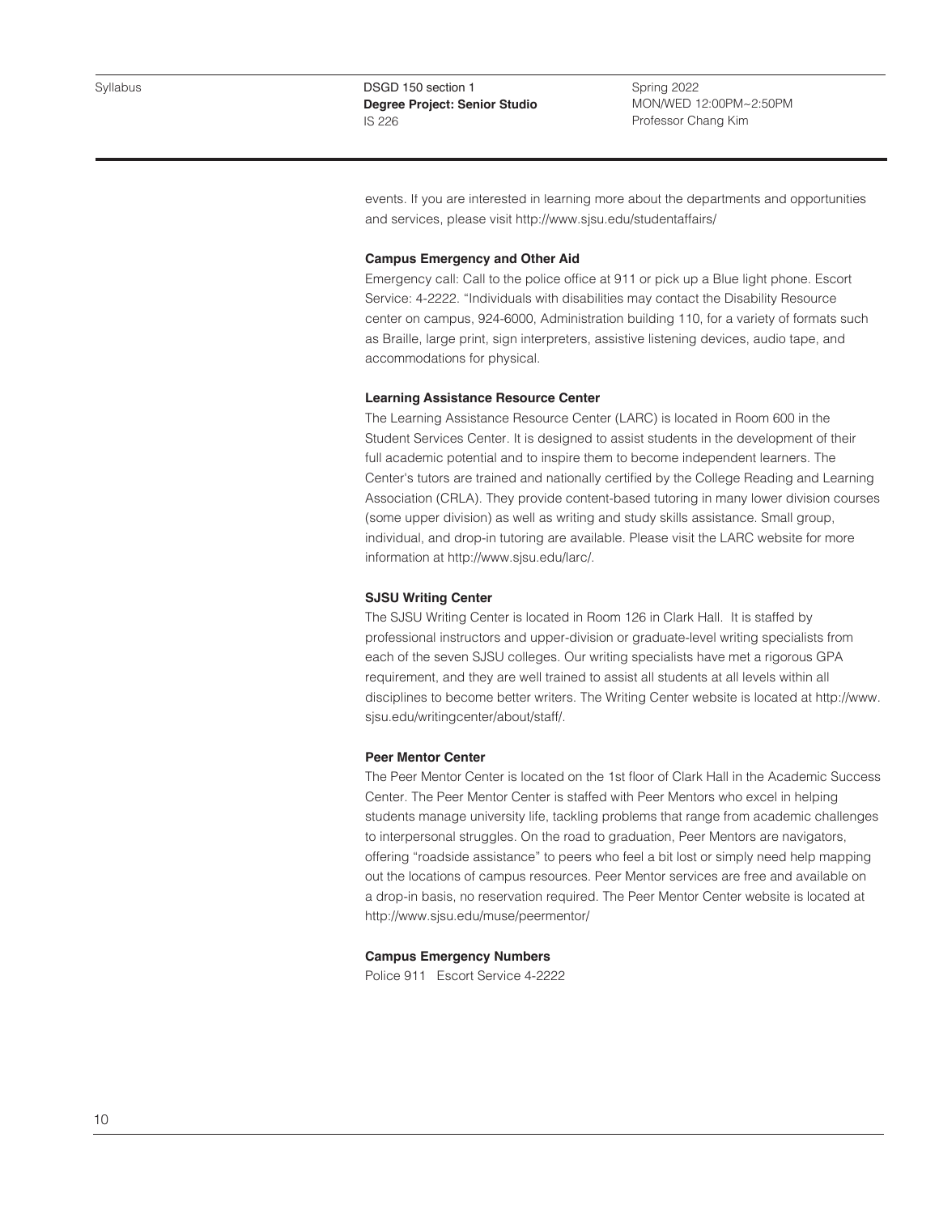events. If you are interested in learning more about the departments and opportunities and services, please visit http://www.sjsu.edu/studentaffairs/

**Campus Emergency and Other Aid**

Emergency call: Call to the police office at 911 or pick up a Blue light phone. Escort Service: 4-2222. "Individuals with disabilities may contact the Disability Resource center on campus, 924-6000, Administration building 110, for a variety of formats such as Braille, large print, sign interpreters, assistive listening devices, audio tape, and accommodations for physical.

**Learning Assistance Resource Center**

The Learning Assistance Resource Center (LARC) is located in Room 600 in the Student Services Center. It is designed to assist students in the development of their full academic potential and to inspire them to become independent learners. The Center's tutors are trained and nationally certified by the College Reading and Learning Association (CRLA). They provide content-based tutoring in many lower division courses (some upper division) as well as writing and study skills assistance. Small group, individual, and drop-in tutoring are available. Please visit the LARC website for more information at http://www.sjsu.edu/larc/.

**SJSU Writing Center**

The SJSU Writing Center is located in Room 126 in Clark Hall. It is staffed by professional instructors and upper-division or graduate-level writing specialists from each of the seven SJSU colleges. Our writing specialists have met a rigorous GPA requirement, and they are well trained to assist all students at all levels within all disciplines to become better writers. The Writing Center website is located at http://www.sjsu.edu/writingcenter/about/staff/.

**Peer Mentor Center**

The Peer Mentor Center is located on the 1st floor of Clark Hall in the Academic Success Center. The Peer Mentor Center is staffed with Peer Mentors who excel in helping students manage university life, tackling problems that range from academic challenges to interpersonal struggles. On the road to graduation, Peer Mentors are navigators, offering "roadside assistance" to peers who feel a bit lost or simply need help mapping out the locations of campus resources. Peer Mentor services are free and available on a drop-in basis, no reservation required. The Peer Mentor Center website is located at http://www.sjsu.edu/muse/peermentor/

**Campus Emergency Numbers**

Police 911 Escort Service 4-2222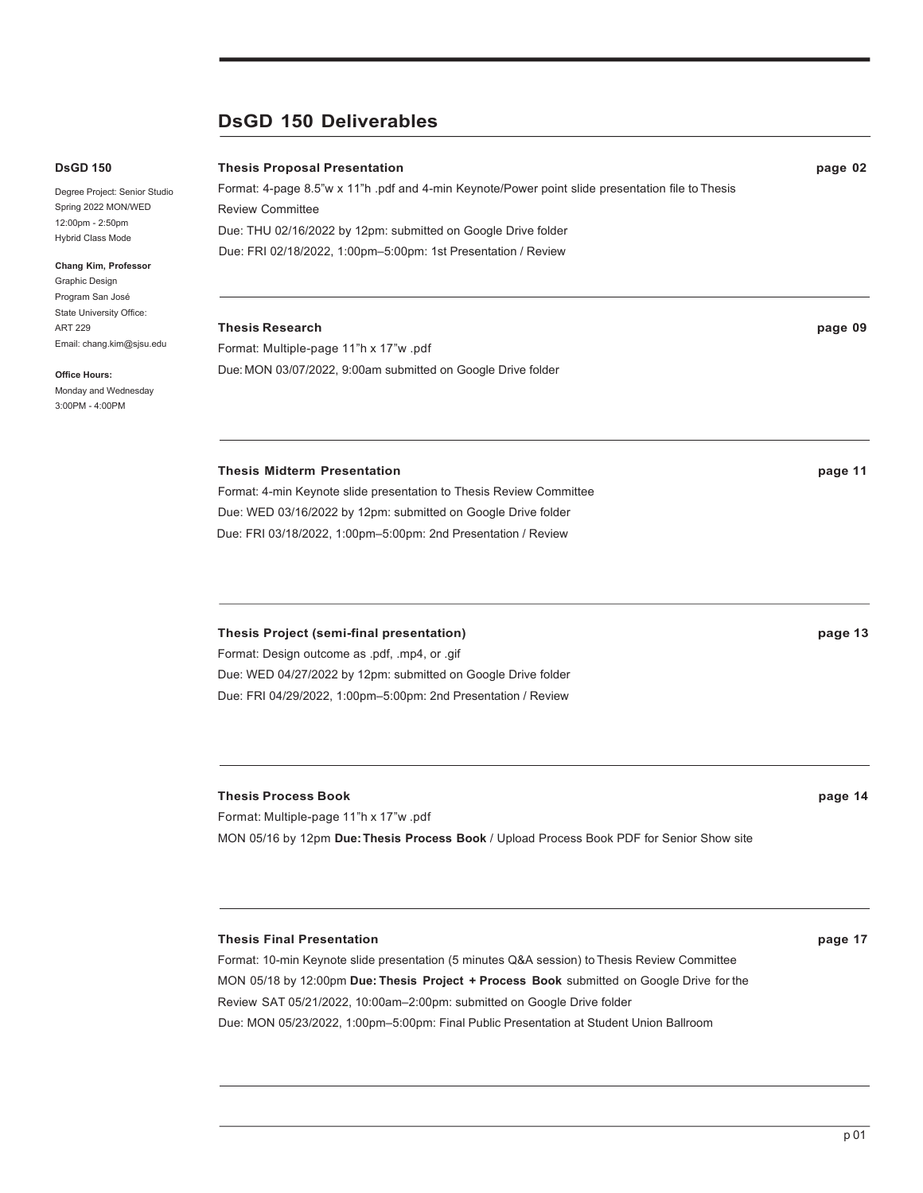# DsGD 150 Deliverables

**DsGD 150**

Degree Project: Senior Studio
Spring 2022 MON/WED
12:00pm - 2:50pm
Hybrid Class Mode

**Chang Kim, Professor**
Graphic Design
Program San José
State University Office:
ART 229
Email: chang.kim@sjsu.edu

**Office Hours:**
Monday and Wednesday
3:00PM - 4:00PM

---

**Thesis Proposal Presentation** — page 02

Format: 4-page 8.5"w x 11"h .pdf and 4-min Keynote/Power point slide presentation file to Thesis Review Committee
Due: THU 02/16/2022 by 12pm: submitted on Google Drive folder
Due: FRI 02/18/2022, 1:00pm–5:00pm: 1st Presentation / Review

---

**Thesis Research** — page 09

Format: Multiple-page 11"h x 17"w .pdf
Due: MON 03/07/2022, 9:00am submitted on Google Drive folder

---

**Thesis Midterm Presentation** — page 11

Format: 4-min Keynote slide presentation to Thesis Review Committee
Due: WED 03/16/2022 by 12pm: submitted on Google Drive folder
Due: FRI 03/18/2022, 1:00pm–5:00pm: 2nd Presentation / Review

---

**Thesis Project (semi-final presentation)** — page 13

Format: Design outcome as .pdf, .mp4, or .gif
Due: WED 04/27/2022 by 12pm: submitted on Google Drive folder
Due: FRI 04/29/2022, 1:00pm–5:00pm: 2nd Presentation / Review

---

**Thesis Process Book** — page 14

Format: Multiple-page 11"h x 17"w .pdf
MON 05/16 by 12pm **Due: Thesis Process Book** / Upload Process Book PDF for Senior Show site

---

**Thesis Final Presentation** — page 17

Format: 10-min Keynote slide presentation (5 minutes Q&A session) to Thesis Review Committee
MON 05/18 by 12:00pm **Due: Thesis Project + Process Book** submitted on Google Drive for the Review SAT 05/21/2022, 10:00am–2:00pm: submitted on Google Drive folder
Due: MON 05/23/2022, 1:00pm–5:00pm: Final Public Presentation at Student Union Ballroom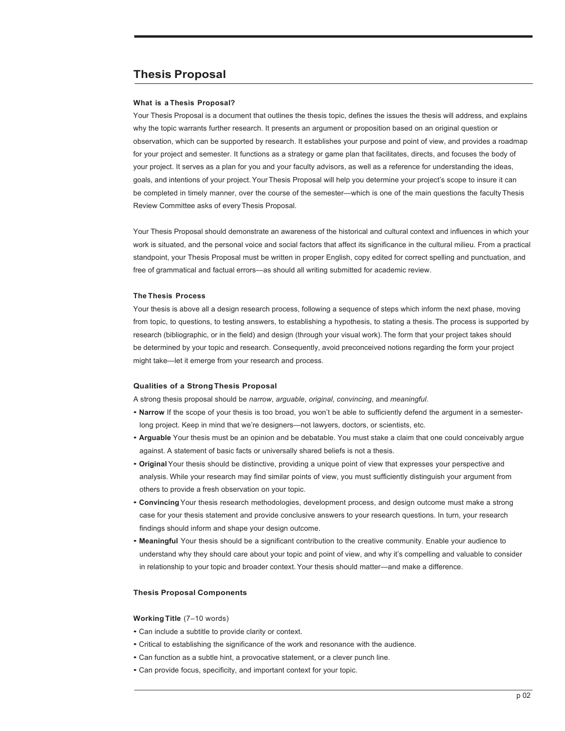## Thesis Proposal

### What is a Thesis Proposal?

Your Thesis Proposal is a document that outlines the thesis topic, defines the issues the thesis will address, and explains why the topic warrants further research. It presents an argument or proposition based on an original question or observation, which can be supported by research. It establishes your purpose and point of view, and provides a roadmap for your project and semester. It functions as a strategy or game plan that facilitates, directs, and focuses the body of your project. It serves as a plan for you and your faculty advisors, as well as a reference for understanding the ideas, goals, and intentions of your project. Your Thesis Proposal will help you determine your project's scope to insure it can be completed in timely manner, over the course of the semester—which is one of the main questions the faculty Thesis Review Committee asks of every Thesis Proposal.

Your Thesis Proposal should demonstrate an awareness of the historical and cultural context and influences in which your work is situated, and the personal voice and social factors that affect its significance in the cultural milieu. From a practical standpoint, your Thesis Proposal must be written in proper English, copy edited for correct spelling and punctuation, and free of grammatical and factual errors—as should all writing submitted for academic review.

### The Thesis Process

Your thesis is above all a design research process, following a sequence of steps which inform the next phase, moving from topic, to questions, to testing answers, to establishing a hypothesis, to stating a thesis. The process is supported by research (bibliographic, or in the field) and design (through your visual work). The form that your project takes should be determined by your topic and research. Consequently, avoid preconceived notions regarding the form your project might take—let it emerge from your research and process.

### Qualities of a Strong Thesis Proposal

A strong thesis proposal should be *narrow*, *arguable*, *original*, *convincing*, and *meaningful*.

- **Narrow** If the scope of your thesis is too broad, you won't be able to sufficiently defend the argument in a semester-long project. Keep in mind that we're designers—not lawyers, doctors, or scientists, etc.
- **Arguable** Your thesis must be an opinion and be debatable. You must stake a claim that one could conceivably argue against. A statement of basic facts or universally shared beliefs is not a thesis.
- **Original** Your thesis should be distinctive, providing a unique point of view that expresses your perspective and analysis. While your research may find similar points of view, you must sufficiently distinguish your argument from others to provide a fresh observation on your topic.
- **Convincing** Your thesis research methodologies, development process, and design outcome must make a strong case for your thesis statement and provide conclusive answers to your research questions. In turn, your research findings should inform and shape your design outcome.
- **Meaningful** Your thesis should be a significant contribution to the creative community. Enable your audience to understand why they should care about your topic and point of view, and why it's compelling and valuable to consider in relationship to your topic and broader context. Your thesis should matter—and make a difference.

### Thesis Proposal Components

**Working Title** (7–10 words)

- Can include a subtitle to provide clarity or context.
- Critical to establishing the significance of the work and resonance with the audience.
- Can function as a subtle hint, a provocative statement, or a clever punch line.
- Can provide focus, specificity, and important context for your topic.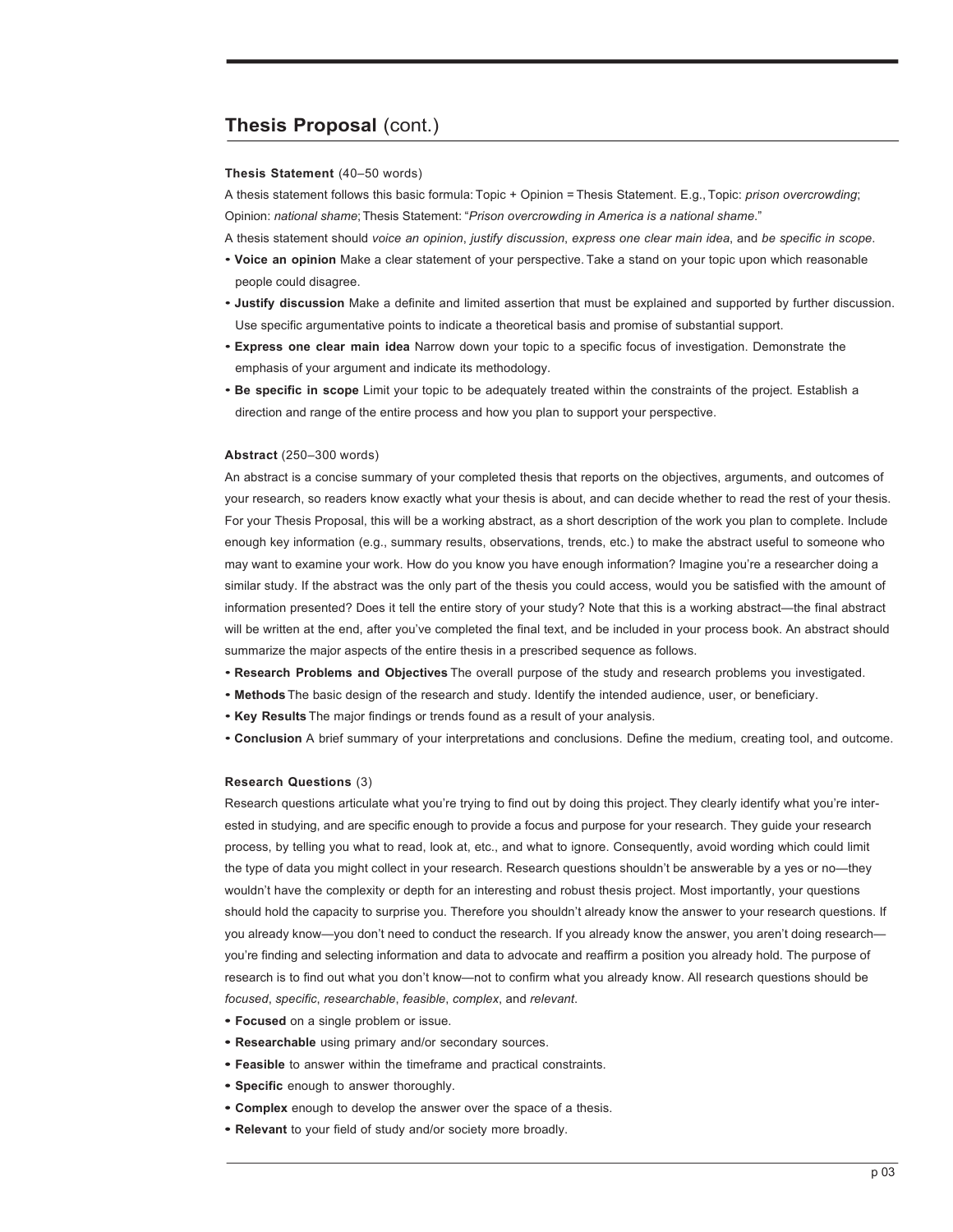## **Thesis Proposal** (cont.)

**Thesis Statement** (40–50 words)

A thesis statement follows this basic formula: Topic + Opinion = Thesis Statement. E.g., Topic: *prison overcrowding*; Opinion: *national shame*; Thesis Statement: "*Prison overcrowding in America is a national shame*."

A thesis statement should *voice an opinion*, *justify discussion*, *express one clear main idea*, and *be specific in scope*.

- **Voice an opinion** Make a clear statement of your perspective. Take a stand on your topic upon which reasonable people could disagree.
- **Justify discussion** Make a definite and limited assertion that must be explained and supported by further discussion. Use specific argumentative points to indicate a theoretical basis and promise of substantial support.
- **Express one clear main idea** Narrow down your topic to a specific focus of investigation. Demonstrate the emphasis of your argument and indicate its methodology.
- **Be specific in scope** Limit your topic to be adequately treated within the constraints of the project. Establish a direction and range of the entire process and how you plan to support your perspective.

**Abstract** (250–300 words)

An abstract is a concise summary of your completed thesis that reports on the objectives, arguments, and outcomes of your research, so readers know exactly what your thesis is about, and can decide whether to read the rest of your thesis. For your Thesis Proposal, this will be a working abstract, as a short description of the work you plan to complete. Include enough key information (e.g., summary results, observations, trends, etc.) to make the abstract useful to someone who may want to examine your work. How do you know you have enough information? Imagine you're a researcher doing a similar study. If the abstract was the only part of the thesis you could access, would you be satisfied with the amount of information presented? Does it tell the entire story of your study? Note that this is a working abstract—the final abstract will be written at the end, after you've completed the final text, and be included in your process book. An abstract should summarize the major aspects of the entire thesis in a prescribed sequence as follows.

- **Research Problems and Objectives** The overall purpose of the study and research problems you investigated.
- **Methods** The basic design of the research and study. Identify the intended audience, user, or beneficiary.
- **Key Results** The major findings or trends found as a result of your analysis.
- **Conclusion** A brief summary of your interpretations and conclusions. Define the medium, creating tool, and outcome.

**Research Questions** (3)

Research questions articulate what you're trying to find out by doing this project. They clearly identify what you're interested in studying, and are specific enough to provide a focus and purpose for your research. They guide your research process, by telling you what to read, look at, etc., and what to ignore. Consequently, avoid wording which could limit the type of data you might collect in your research. Research questions shouldn't be answerable by a yes or no—they wouldn't have the complexity or depth for an interesting and robust thesis project. Most importantly, your questions should hold the capacity to surprise you. Therefore you shouldn't already know the answer to your research questions. If you already know—you don't need to conduct the research. If you already know the answer, you aren't doing research—you're finding and selecting information and data to advocate and reaffirm a position you already hold. The purpose of research is to find out what you don't know—not to confirm what you already know. All research questions should be *focused*, *specific*, *researchable*, *feasible*, *complex*, and *relevant*.

- **Focused** on a single problem or issue.
- **Researchable** using primary and/or secondary sources.
- **Feasible** to answer within the timeframe and practical constraints.
- **Specific** enough to answer thoroughly.
- **Complex** enough to develop the answer over the space of a thesis.
- **Relevant** to your field of study and/or society more broadly.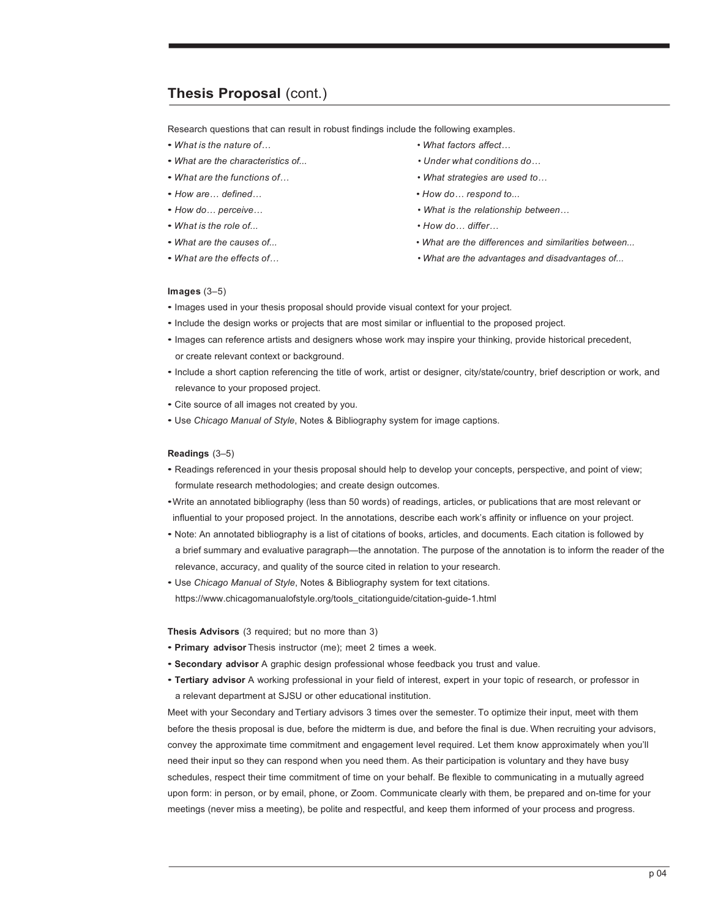## **Thesis Proposal** (cont.)

Research questions that can result in robust findings include the following examples.

- *What is the nature of…*
- *What are the characteristics of...*
- *What are the functions of…*
- *How are… defined…*
- *How do… perceive…*
- *What is the role of...*
- *What are the causes of...*
- *What are the effects of…*
- *What factors affect…*
- *Under what conditions do…*
- *What strategies are used to…*
- *How do… respond to...*
- *What is the relationship between…*
- *How do… differ…*
- *What are the differences and similarities between...*
- *What are the advantages and disadvantages of...*

**Images** (3–5)

- Images used in your thesis proposal should provide visual context for your project.
- Include the design works or projects that are most similar or influential to the proposed project.
- Images can reference artists and designers whose work may inspire your thinking, provide historical precedent, or create relevant context or background.
- Include a short caption referencing the title of work, artist or designer, city/state/country, brief description or work, and relevance to your proposed project.
- Cite source of all images not created by you.
- Use *Chicago Manual of Style*, Notes & Bibliography system for image captions.

**Readings** (3–5)

- Readings referenced in your thesis proposal should help to develop your concepts, perspective, and point of view; formulate research methodologies; and create design outcomes.
- Write an annotated bibliography (less than 50 words) of readings, articles, or publications that are most relevant or influential to your proposed project. In the annotations, describe each work's affinity or influence on your project.
- Note: An annotated bibliography is a list of citations of books, articles, and documents. Each citation is followed by a brief summary and evaluative paragraph—the annotation. The purpose of the annotation is to inform the reader of the relevance, accuracy, and quality of the source cited in relation to your research.
- Use *Chicago Manual of Style*, Notes & Bibliography system for text citations. https://www.chicagomanualofstyle.org/tools_citationguide/citation-guide-1.html

**Thesis Advisors** (3 required; but no more than 3)

- **Primary advisor** Thesis instructor (me); meet 2 times a week.
- **Secondary advisor** A graphic design professional whose feedback you trust and value.
- **Tertiary advisor** A working professional in your field of interest, expert in your topic of research, or professor in a relevant department at SJSU or other educational institution.

Meet with your Secondary and Tertiary advisors 3 times over the semester. To optimize their input, meet with them before the thesis proposal is due, before the midterm is due, and before the final is due. When recruiting your advisors, convey the approximate time commitment and engagement level required. Let them know approximately when you'll need their input so they can respond when you need them. As their participation is voluntary and they have busy schedules, respect their time commitment of time on your behalf. Be flexible to communicating in a mutually agreed upon form: in person, or by email, phone, or Zoom. Communicate clearly with them, be prepared and on-time for your meetings (never miss a meeting), be polite and respectful, and keep them informed of your process and progress.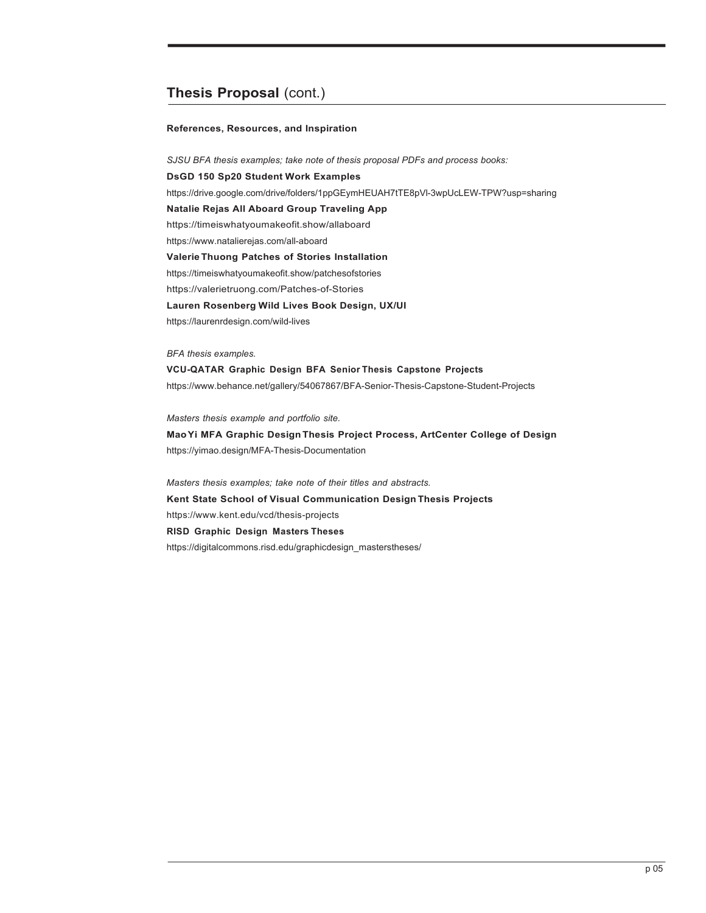## **Thesis Proposal** (cont.)

**References, Resources, and Inspiration**

*SJSU BFA thesis examples; take note of thesis proposal PDFs and process books:*

**DsGD 150 Sp20 Student Work Examples**

https://drive.google.com/drive/folders/1ppGEymHEUAH7tTE8pVl-3wpUcLEW-TPW?usp=sharing

**Natalie Rejas All Aboard Group Traveling App**

https://timeiswhatyoumakeofit.show/allaboard

https://www.natalierejas.com/all-aboard

**Valerie Thuong Patches of Stories Installation**

https://timeiswhatyoumakeofit.show/patchesofstories

https://valerietruong.com/Patches-of-Stories

**Lauren Rosenberg Wild Lives Book Design, UX/UI**

https://laurenrdesign.com/wild-lives

*BFA thesis examples.*

**VCU-QATAR Graphic Design BFA Senior Thesis Capstone Projects**

https://www.behance.net/gallery/54067867/BFA-Senior-Thesis-Capstone-Student-Projects

*Masters thesis example and portfolio site.*

**Mao Yi MFA Graphic Design Thesis Project Process, ArtCenter College of Design**

https://yimao.design/MFA-Thesis-Documentation

*Masters thesis examples; take note of their titles and abstracts.*

**Kent State School of Visual Communication Design Thesis Projects**

https://www.kent.edu/vcd/thesis-projects

**RISD Graphic Design Masters Theses**

https://digitalcommons.risd.edu/graphicdesign_masterstheses/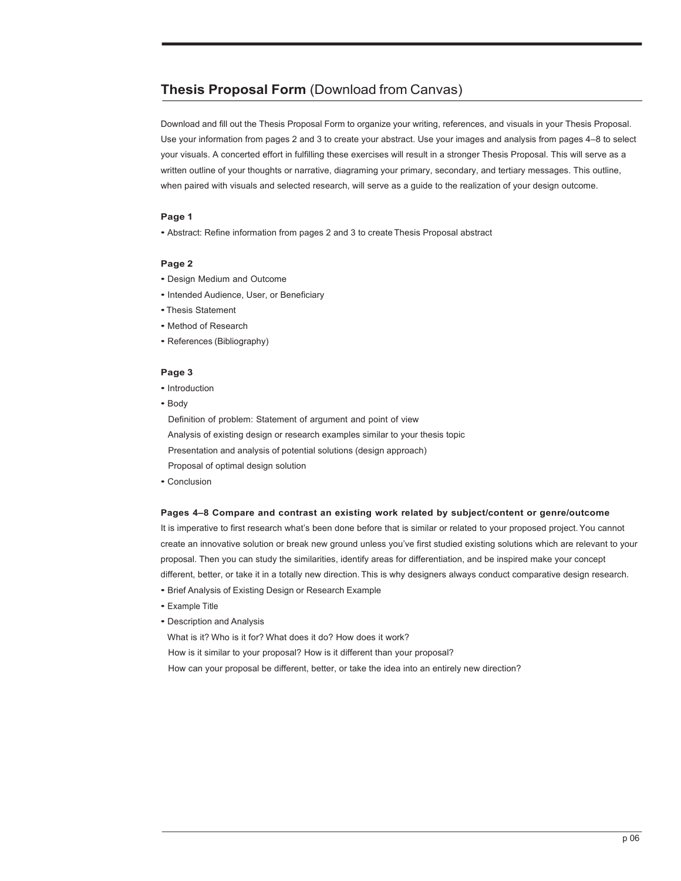## **Thesis Proposal Form** (Download from Canvas)

Download and fill out the Thesis Proposal Form to organize your writing, references, and visuals in your Thesis Proposal. Use your information from pages 2 and 3 to create your abstract. Use your images and analysis from pages 4–8 to select your visuals. A concerted effort in fulfilling these exercises will result in a stronger Thesis Proposal. This will serve as a written outline of your thoughts or narrative, diagraming your primary, secondary, and tertiary messages. This outline, when paired with visuals and selected research, will serve as a guide to the realization of your design outcome.

**Page 1**

- Abstract: Refine information from pages 2 and 3 to create Thesis Proposal abstract

**Page 2**

- Design Medium and Outcome
- Intended Audience, User, or Beneficiary
- Thesis Statement
- Method of Research
- References (Bibliography)

**Page 3**

- Introduction
- Body
  - Definition of problem: Statement of argument and point of view
  - Analysis of existing design or research examples similar to your thesis topic
  - Presentation and analysis of potential solutions (design approach)
  - Proposal of optimal design solution
- Conclusion

**Pages 4–8 Compare and contrast an existing work related by subject/content or genre/outcome**

It is imperative to first research what's been done before that is similar or related to your proposed project. You cannot create an innovative solution or break new ground unless you've first studied existing solutions which are relevant to your proposal. Then you can study the similarities, identify areas for differentiation, and be inspired make your concept different, better, or take it in a totally new direction. This is why designers always conduct comparative design research.

- Brief Analysis of Existing Design or Research Example
- Example Title
- Description and Analysis
  - What is it? Who is it for? What does it do? How does it work?
  - How is it similar to your proposal? How is it different than your proposal?
  - How can your proposal be different, better, or take the idea into an entirely new direction?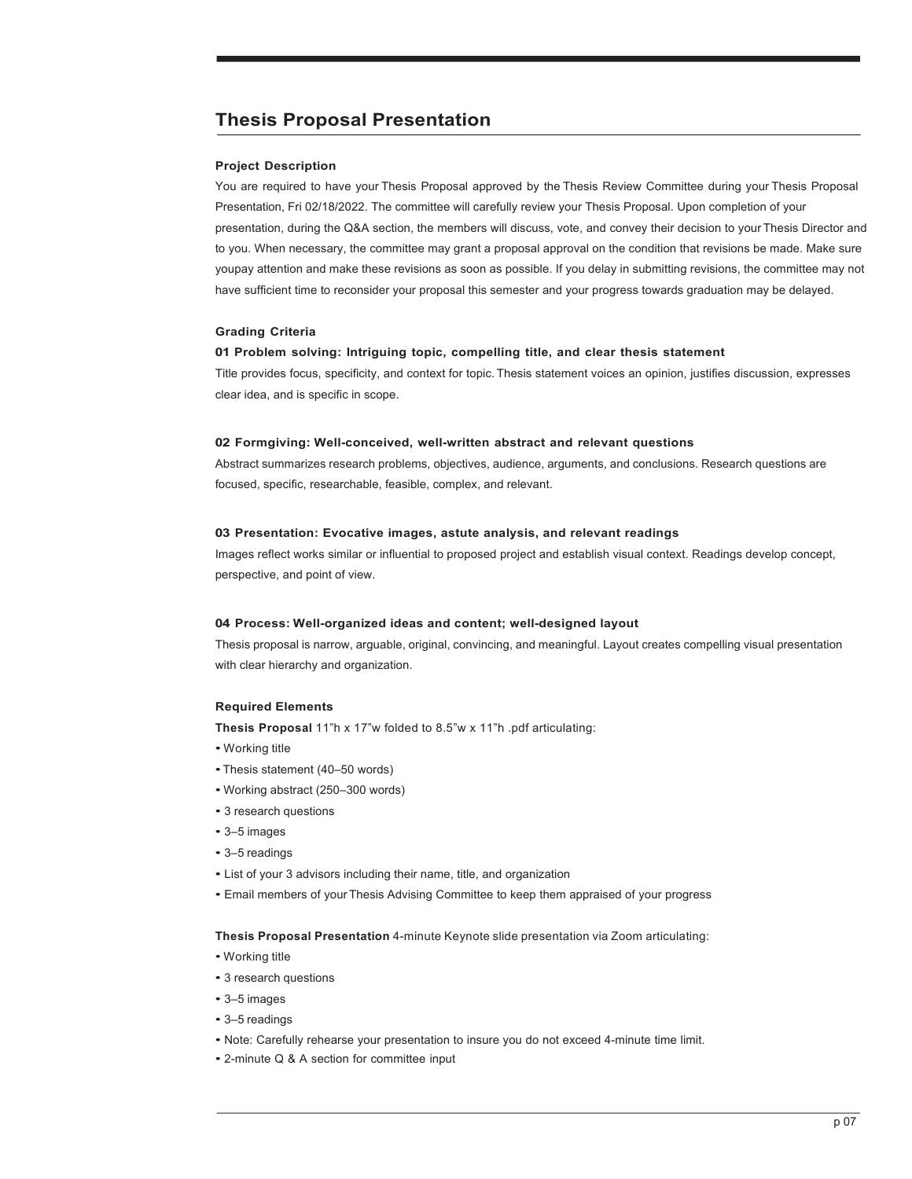## Thesis Proposal Presentation

**Project Description**

You are required to have your Thesis Proposal approved by the Thesis Review Committee during your Thesis Proposal Presentation, Fri 02/18/2022. The committee will carefully review your Thesis Proposal. Upon completion of your presentation, during the Q&A section, the members will discuss, vote, and convey their decision to your Thesis Director and to you. When necessary, the committee may grant a proposal approval on the condition that revisions be made. Make sure youpay attention and make these revisions as soon as possible. If you delay in submitting revisions, the committee may not have sufficient time to reconsider your proposal this semester and your progress towards graduation may be delayed.

**Grading Criteria**

**01 Problem solving: Intriguing topic, compelling title, and clear thesis statement**

Title provides focus, specificity, and context for topic. Thesis statement voices an opinion, justifies discussion, expresses clear idea, and is specific in scope.

**02 Formgiving: Well-conceived, well-written abstract and relevant questions**

Abstract summarizes research problems, objectives, audience, arguments, and conclusions. Research questions are focused, specific, researchable, feasible, complex, and relevant.

**03 Presentation: Evocative images, astute analysis, and relevant readings**

Images reflect works similar or influential to proposed project and establish visual context. Readings develop concept, perspective, and point of view.

**04 Process: Well-organized ideas and content; well-designed layout**

Thesis proposal is narrow, arguable, original, convincing, and meaningful. Layout creates compelling visual presentation with clear hierarchy and organization.

**Required Elements**

**Thesis Proposal** 11”h x 17”w folded to 8.5”w x 11”h .pdf articulating:

- Working title
- Thesis statement (40–50 words)
- Working abstract (250–300 words)
- 3 research questions
- 3–5 images
- 3–5 readings
- List of your 3 advisors including their name, title, and organization
- Email members of your Thesis Advising Committee to keep them appraised of your progress

**Thesis Proposal Presentation** 4-minute Keynote slide presentation via Zoom articulating:

- Working title
- 3 research questions
- 3–5 images
- 3–5 readings
- Note: Carefully rehearse your presentation to insure you do not exceed 4-minute time limit.
- 2-minute Q & A section for committee input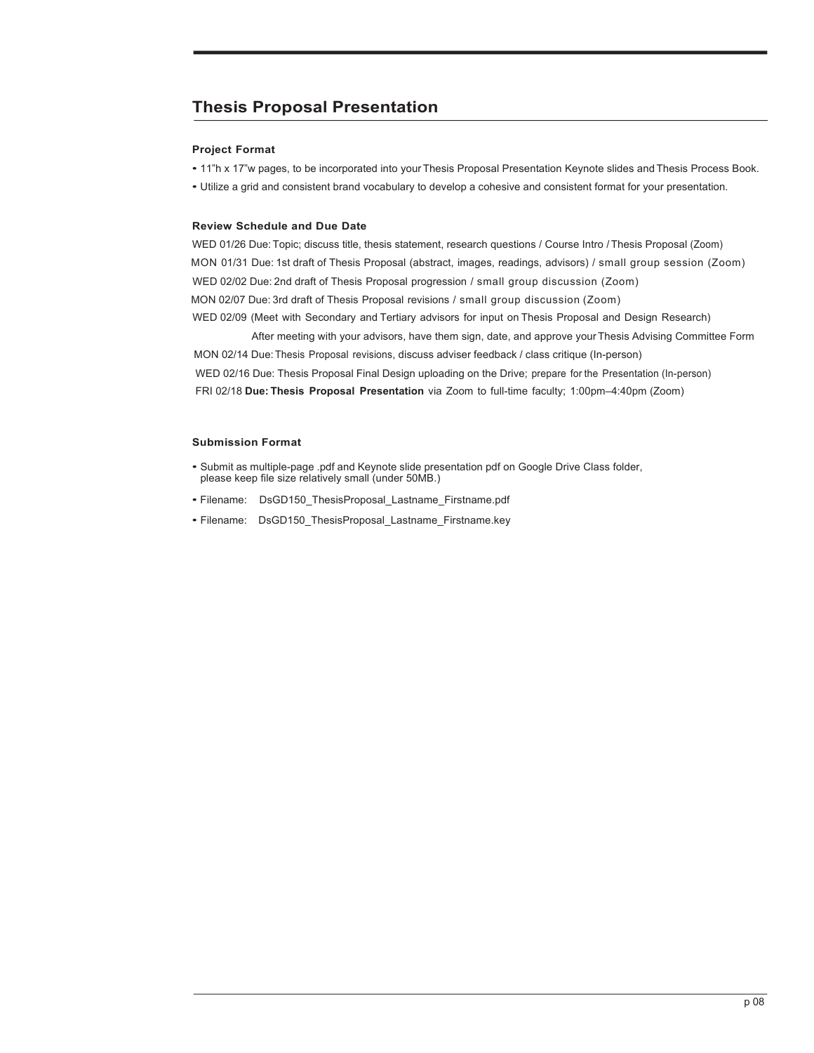## Thesis Proposal Presentation

### Project Format

- 11"h x 17"w pages, to be incorporated into your Thesis Proposal Presentation Keynote slides and Thesis Process Book.
- Utilize a grid and consistent brand vocabulary to develop a cohesive and consistent format for your presentation.

### Review Schedule and Due Date

WED 01/26 Due: Topic; discuss title, thesis statement, research questions / Course Intro / Thesis Proposal (Zoom)
MON 01/31 Due: 1st draft of Thesis Proposal (abstract, images, readings, advisors) / small group session (Zoom)
WED 02/02 Due: 2nd draft of Thesis Proposal progression / small group discussion (Zoom)
MON 02/07 Due: 3rd draft of Thesis Proposal revisions / small group discussion (Zoom)
WED 02/09 (Meet with Secondary and Tertiary advisors for input on Thesis Proposal and Design Research)
After meeting with your advisors, have them sign, date, and approve your Thesis Advising Committee Form
MON 02/14 Due: Thesis Proposal revisions, discuss adviser feedback / class critique (In-person)
WED 02/16 Due: Thesis Proposal Final Design uploading on the Drive; prepare for the Presentation (In-person)
FRI 02/18 **Due: Thesis Proposal Presentation** via Zoom to full-time faculty; 1:00pm–4:40pm (Zoom)

### Submission Format

- Submit as multiple-page .pdf and Keynote slide presentation pdf on Google Drive Class folder, please keep file size relatively small (under 50MB.)
- Filename: DsGD150_ThesisProposal_Lastname_Firstname.pdf
- Filename: DsGD150_ThesisProposal_Lastname_Firstname.key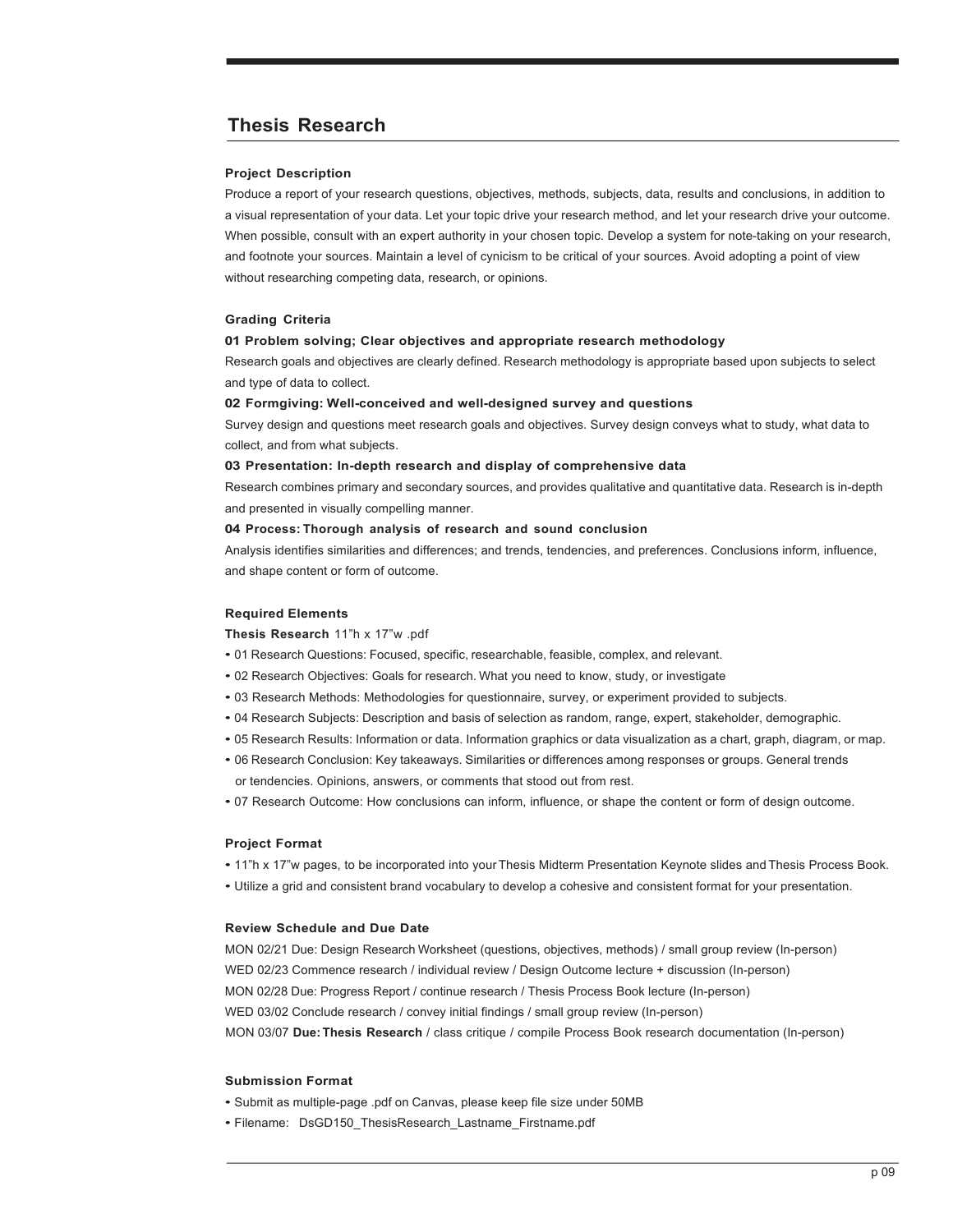## Thesis Research

### Project Description

Produce a report of your research questions, objectives, methods, subjects, data, results and conclusions, in addition to a visual representation of your data. Let your topic drive your research method, and let your research drive your outcome. When possible, consult with an expert authority in your chosen topic. Develop a system for note-taking on your research, and footnote your sources. Maintain a level of cynicism to be critical of your sources. Avoid adopting a point of view without researching competing data, research, or opinions.

### Grading Criteria

**01 Problem solving; Clear objectives and appropriate research methodology**

Research goals and objectives are clearly defined. Research methodology is appropriate based upon subjects to select and type of data to collect.

**02 Formgiving: Well-conceived and well-designed survey and questions**

Survey design and questions meet research goals and objectives. Survey design conveys what to study, what data to collect, and from what subjects.

**03 Presentation: In-depth research and display of comprehensive data**

Research combines primary and secondary sources, and provides qualitative and quantitative data. Research is in-depth and presented in visually compelling manner.

**04 Process: Thorough analysis of research and sound conclusion**

Analysis identifies similarities and differences; and trends, tendencies, and preferences. Conclusions inform, influence, and shape content or form of outcome.

### Required Elements

**Thesis Research** 11"h x 17"w .pdf

- 01 Research Questions: Focused, specific, researchable, feasible, complex, and relevant.
- 02 Research Objectives: Goals for research. What you need to know, study, or investigate
- 03 Research Methods: Methodologies for questionnaire, survey, or experiment provided to subjects.
- 04 Research Subjects: Description and basis of selection as random, range, expert, stakeholder, demographic.
- 05 Research Results: Information or data. Information graphics or data visualization as a chart, graph, diagram, or map.
- 06 Research Conclusion: Key takeaways. Similarities or differences among responses or groups. General trends or tendencies. Opinions, answers, or comments that stood out from rest.
- 07 Research Outcome: How conclusions can inform, influence, or shape the content or form of design outcome.

### Project Format

- 11"h x 17"w pages, to be incorporated into your Thesis Midterm Presentation Keynote slides and Thesis Process Book.
- Utilize a grid and consistent brand vocabulary to develop a cohesive and consistent format for your presentation.

### Review Schedule and Due Date

MON 02/21 Due: Design Research Worksheet (questions, objectives, methods) / small group review (In-person)
WED 02/23 Commence research / individual review / Design Outcome lecture + discussion (In-person)
MON 02/28 Due: Progress Report / continue research / Thesis Process Book lecture (In-person)
WED 03/02 Conclude research / convey initial findings / small group review (In-person)
MON 03/07 **Due: Thesis Research** / class critique / compile Process Book research documentation (In-person)

### Submission Format

- Submit as multiple-page .pdf on Canvas, please keep file size under 50MB
- Filename: DsGD150_ThesisResearch_Lastname_Firstname.pdf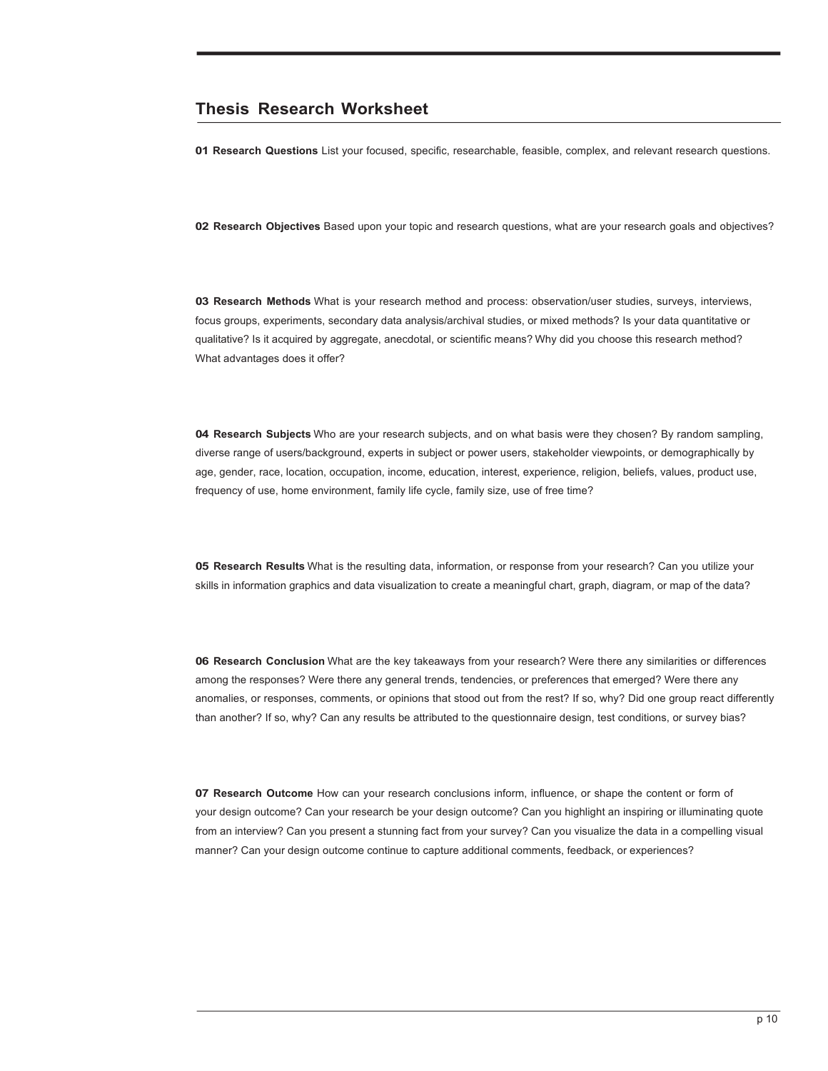## Thesis Research Worksheet

**01 Research Questions** List your focused, specific, researchable, feasible, complex, and relevant research questions.

**02 Research Objectives** Based upon your topic and research questions, what are your research goals and objectives?

**03 Research Methods** What is your research method and process: observation/user studies, surveys, interviews, focus groups, experiments, secondary data analysis/archival studies, or mixed methods? Is your data quantitative or qualitative? Is it acquired by aggregate, anecdotal, or scientific means? Why did you choose this research method? What advantages does it offer?

**04 Research Subjects** Who are your research subjects, and on what basis were they chosen? By random sampling, diverse range of users/background, experts in subject or power users, stakeholder viewpoints, or demographically by age, gender, race, location, occupation, income, education, interest, experience, religion, beliefs, values, product use, frequency of use, home environment, family life cycle, family size, use of free time?

**05 Research Results** What is the resulting data, information, or response from your research? Can you utilize your skills in information graphics and data visualization to create a meaningful chart, graph, diagram, or map of the data?

**06 Research Conclusion** What are the key takeaways from your research? Were there any similarities or differences among the responses? Were there any general trends, tendencies, or preferences that emerged? Were there any anomalies, or responses, comments, or opinions that stood out from the rest? If so, why? Did one group react differently than another? If so, why? Can any results be attributed to the questionnaire design, test conditions, or survey bias?

**07 Research Outcome** How can your research conclusions inform, influence, or shape the content or form of your design outcome? Can your research be your design outcome? Can you highlight an inspiring or illuminating quote from an interview? Can you present a stunning fact from your survey? Can you visualize the data in a compelling visual manner? Can your design outcome continue to capture additional comments, feedback, or experiences?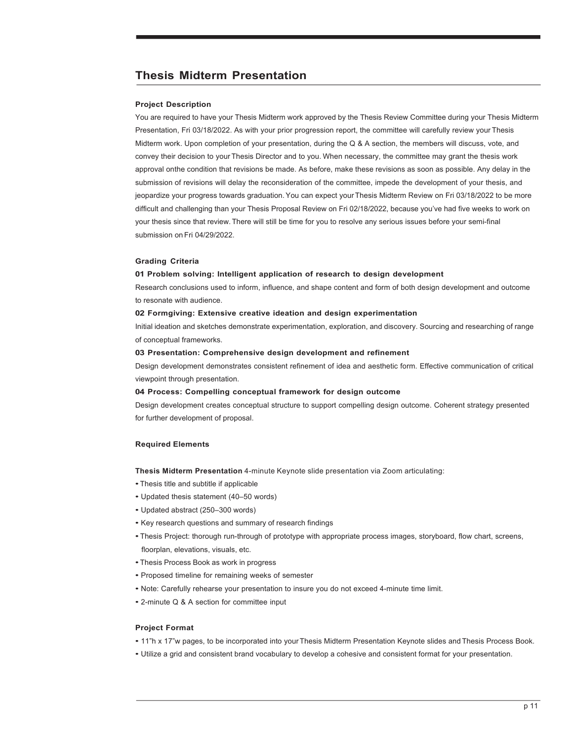## Thesis Midterm Presentation

### Project Description

You are required to have your Thesis Midterm work approved by the Thesis Review Committee during your Thesis Midterm Presentation, Fri 03/18/2022. As with your prior progression report, the committee will carefully review your Thesis Midterm work. Upon completion of your presentation, during the Q & A section, the members will discuss, vote, and convey their decision to your Thesis Director and to you. When necessary, the committee may grant the thesis work approval onthe condition that revisions be made. As before, make these revisions as soon as possible. Any delay in the submission of revisions will delay the reconsideration of the committee, impede the development of your thesis, and jeopardize your progress towards graduation. You can expect your Thesis Midterm Review on Fri 03/18/2022 to be more difficult and challenging than your Thesis Proposal Review on Fri 02/18/2022, because you've had five weeks to work on your thesis since that review. There will still be time for you to resolve any serious issues before your semi-final submission on Fri 04/29/2022.

### Grading Criteria

**01 Problem solving: Intelligent application of research to design development**

Research conclusions used to inform, influence, and shape content and form of both design development and outcome to resonate with audience.

**02 Formgiving: Extensive creative ideation and design experimentation**

Initial ideation and sketches demonstrate experimentation, exploration, and discovery. Sourcing and researching of range of conceptual frameworks.

**03 Presentation: Comprehensive design development and refinement**

Design development demonstrates consistent refinement of idea and aesthetic form. Effective communication of critical viewpoint through presentation.

**04 Process: Compelling conceptual framework for design outcome**

Design development creates conceptual structure to support compelling design outcome. Coherent strategy presented for further development of proposal.

### Required Elements

**Thesis Midterm Presentation** 4-minute Keynote slide presentation via Zoom articulating:

- Thesis title and subtitle if applicable
- Updated thesis statement (40–50 words)
- Updated abstract (250–300 words)
- Key research questions and summary of research findings
- Thesis Project: thorough run-through of prototype with appropriate process images, storyboard, flow chart, screens, floorplan, elevations, visuals, etc.
- Thesis Process Book as work in progress
- Proposed timeline for remaining weeks of semester
- Note: Carefully rehearse your presentation to insure you do not exceed 4-minute time limit.
- 2-minute Q & A section for committee input

### Project Format

- 11"h x 17"w pages, to be incorporated into your Thesis Midterm Presentation Keynote slides and Thesis Process Book.
- Utilize a grid and consistent brand vocabulary to develop a cohesive and consistent format for your presentation.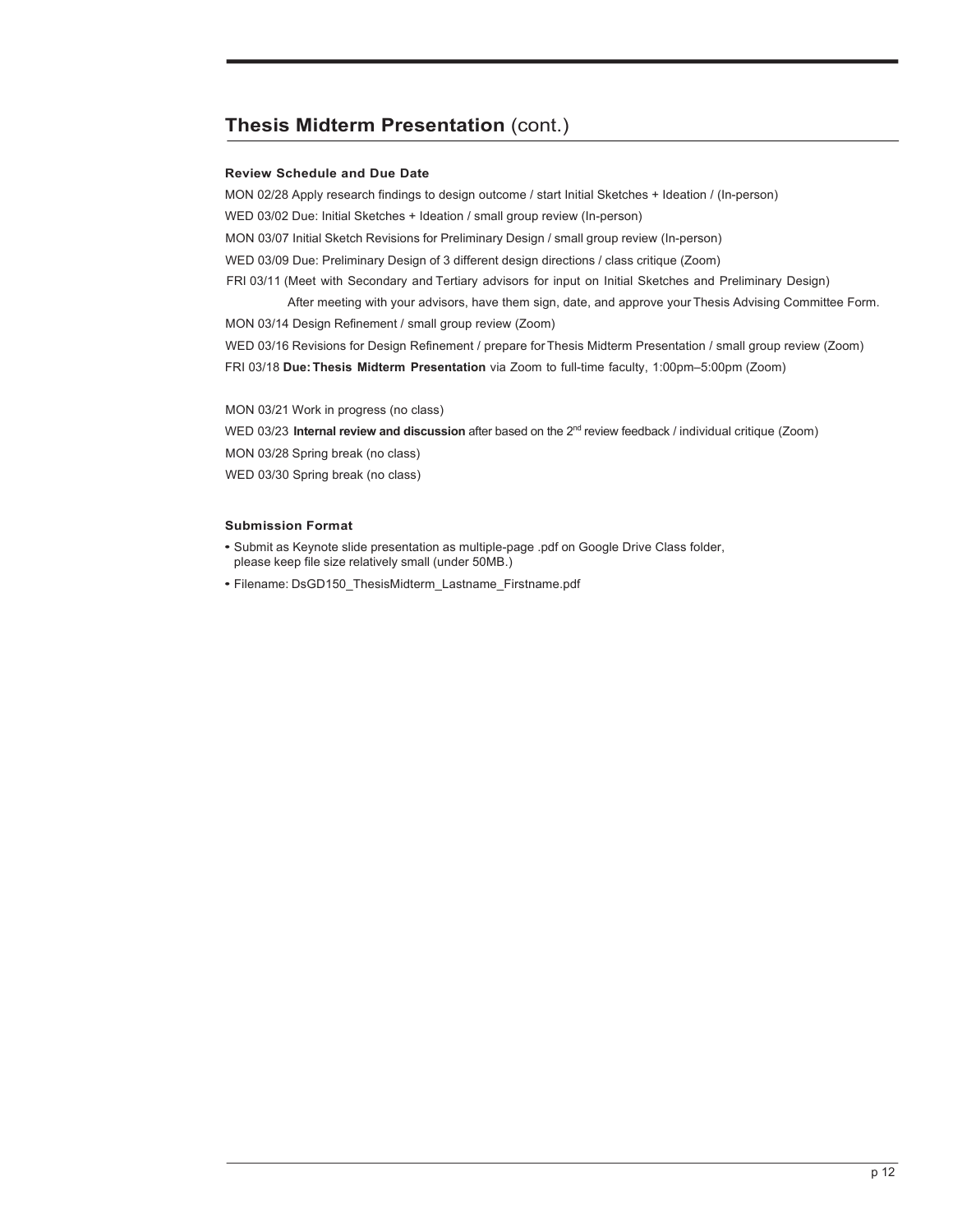## **Thesis Midterm Presentation** (cont.)

### Review Schedule and Due Date

MON 02/28 Apply research findings to design outcome / start Initial Sketches + Ideation / (In-person)

WED 03/02 Due: Initial Sketches + Ideation / small group review (In-person)

MON 03/07 Initial Sketch Revisions for Preliminary Design / small group review (In-person)

WED 03/09 Due: Preliminary Design of 3 different design directions / class critique (Zoom)

FRI 03/11 (Meet with Secondary and Tertiary advisors for input on Initial Sketches and Preliminary Design)

After meeting with your advisors, have them sign, date, and approve your Thesis Advising Committee Form.

MON 03/14 Design Refinement / small group review (Zoom)

WED 03/16 Revisions for Design Refinement / prepare for Thesis Midterm Presentation / small group review (Zoom)

FRI 03/18 **Due: Thesis Midterm Presentation** via Zoom to full-time faculty, 1:00pm–5:00pm (Zoom)

MON 03/21 Work in progress (no class)

WED 03/23 **Internal review and discussion** after based on the 2nd review feedback / individual critique (Zoom)

MON 03/28 Spring break (no class)

WED 03/30 Spring break (no class)

### Submission Format

- Submit as Keynote slide presentation as multiple-page .pdf on Google Drive Class folder, please keep file size relatively small (under 50MB.)
- Filename: DsGD150_ThesisMidterm_Lastname_Firstname.pdf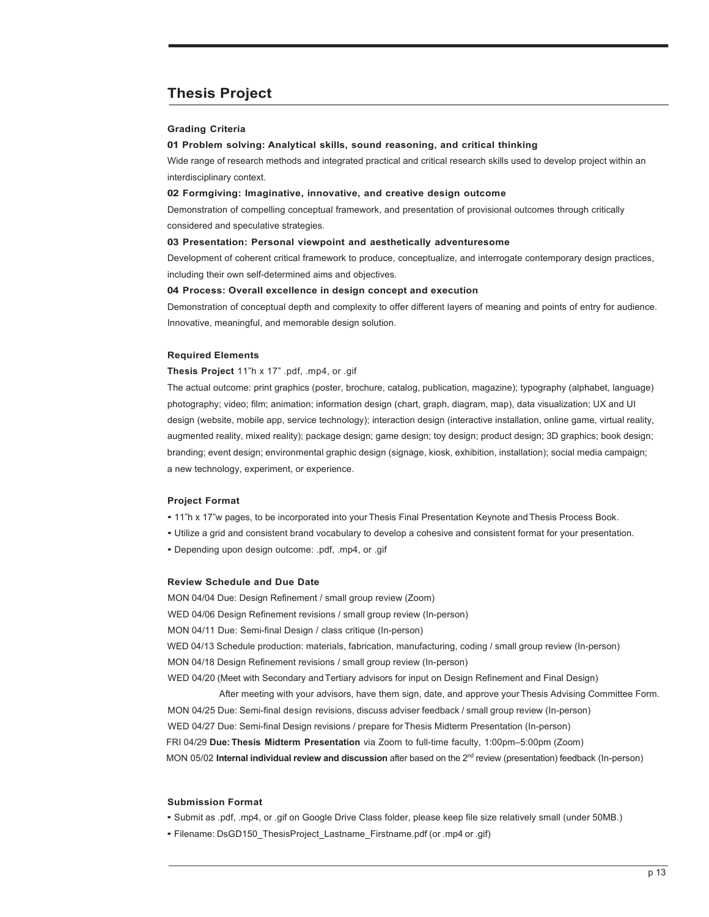## Thesis Project

**Grading Criteria**

**01 Problem solving: Analytical skills, sound reasoning, and critical thinking**

Wide range of research methods and integrated practical and critical research skills used to develop project within an interdisciplinary context.

**02 Formgiving: Imaginative, innovative, and creative design outcome**

Demonstration of compelling conceptual framework, and presentation of provisional outcomes through critically considered and speculative strategies.

**03 Presentation: Personal viewpoint and aesthetically adventuresome**

Development of coherent critical framework to produce, conceptualize, and interrogate contemporary design practices, including their own self-determined aims and objectives.

**04 Process: Overall excellence in design concept and execution**

Demonstration of conceptual depth and complexity to offer different layers of meaning and points of entry for audience. Innovative, meaningful, and memorable design solution.

**Required Elements**

**Thesis Project** 11"h x 17" .pdf, .mp4, or .gif

The actual outcome: print graphics (poster, brochure, catalog, publication, magazine); typography (alphabet, language) photography; video; film; animation; information design (chart, graph, diagram, map), data visualization; UX and UI design (website, mobile app, service technology); interaction design (interactive installation, online game, virtual reality, augmented reality, mixed reality); package design; game design; toy design; product design; 3D graphics; book design; branding; event design; environmental graphic design (signage, kiosk, exhibition, installation); social media campaign; a new technology, experiment, or experience.

**Project Format**

- 11"h x 17"w pages, to be incorporated into your Thesis Final Presentation Keynote and Thesis Process Book.
- Utilize a grid and consistent brand vocabulary to develop a cohesive and consistent format for your presentation.
- Depending upon design outcome: .pdf, .mp4, or .gif

**Review Schedule and Due Date**

MON 04/04 Due: Design Refinement / small group review (Zoom)
WED 04/06 Design Refinement revisions / small group review (In-person)
MON 04/11 Due: Semi-final Design / class critique (In-person)
WED 04/13 Schedule production: materials, fabrication, manufacturing, coding / small group review (In-person)
MON 04/18 Design Refinement revisions / small group review (In-person)
WED 04/20 (Meet with Secondary and Tertiary advisors for input on Design Refinement and Final Design)
After meeting with your advisors, have them sign, date, and approve your Thesis Advising Committee Form.
MON 04/25 Due: Semi-final design revisions, discuss adviser feedback / small group review (In-person)
WED 04/27 Due: Semi-final Design revisions / prepare for Thesis Midterm Presentation (In-person)
FRI 04/29 **Due: Thesis Midterm Presentation** via Zoom to full-time faculty, 1:00pm–5:00pm (Zoom)
MON 05/02 **Internal individual review and discussion** after based on the 2nd review (presentation) feedback (In-person)

**Submission Format**

- Submit as .pdf, .mp4, or .gif on Google Drive Class folder, please keep file size relatively small (under 50MB.)
- Filename: DsGD150_ThesisProject_Lastname_Firstname.pdf (or .mp4 or .gif)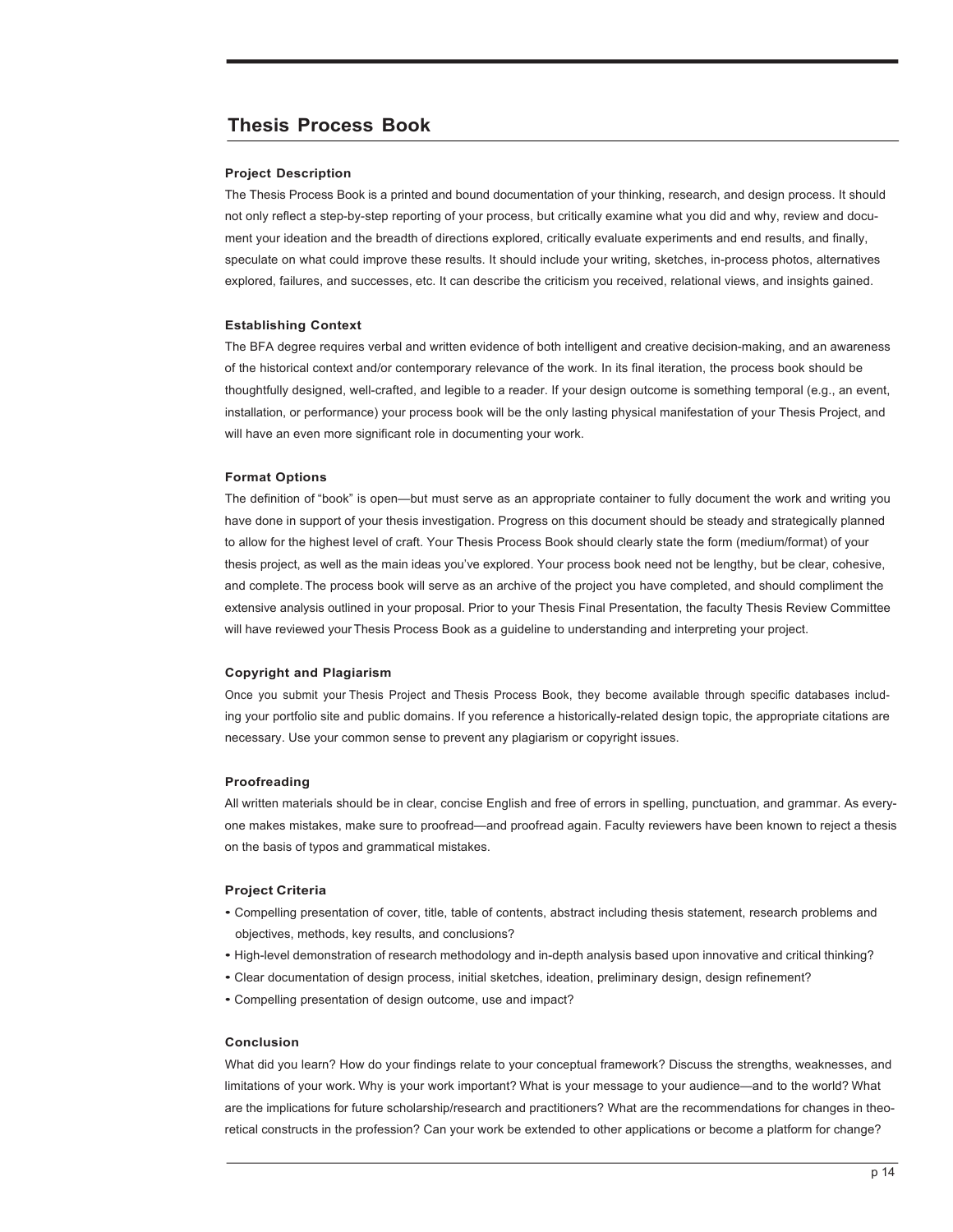## Thesis Process Book

### Project Description

The Thesis Process Book is a printed and bound documentation of your thinking, research, and design process. It should not only reflect a step-by-step reporting of your process, but critically examine what you did and why, review and document your ideation and the breadth of directions explored, critically evaluate experiments and end results, and finally, speculate on what could improve these results. It should include your writing, sketches, in-process photos, alternatives explored, failures, and successes, etc. It can describe the criticism you received, relational views, and insights gained.

### Establishing Context

The BFA degree requires verbal and written evidence of both intelligent and creative decision-making, and an awareness of the historical context and/or contemporary relevance of the work. In its final iteration, the process book should be thoughtfully designed, well-crafted, and legible to a reader. If your design outcome is something temporal (e.g., an event, installation, or performance) your process book will be the only lasting physical manifestation of your Thesis Project, and will have an even more significant role in documenting your work.

### Format Options

The definition of "book" is open—but must serve as an appropriate container to fully document the work and writing you have done in support of your thesis investigation. Progress on this document should be steady and strategically planned to allow for the highest level of craft. Your Thesis Process Book should clearly state the form (medium/format) of your thesis project, as well as the main ideas you've explored. Your process book need not be lengthy, but be clear, cohesive, and complete. The process book will serve as an archive of the project you have completed, and should compliment the extensive analysis outlined in your proposal. Prior to your Thesis Final Presentation, the faculty Thesis Review Committee will have reviewed your Thesis Process Book as a guideline to understanding and interpreting your project.

### Copyright and Plagiarism

Once you submit your Thesis Project and Thesis Process Book, they become available through specific databases including your portfolio site and public domains. If you reference a historically-related design topic, the appropriate citations are necessary. Use your common sense to prevent any plagiarism or copyright issues.

### Proofreading

All written materials should be in clear, concise English and free of errors in spelling, punctuation, and grammar. As everyone makes mistakes, make sure to proofread—and proofread again. Faculty reviewers have been known to reject a thesis on the basis of typos and grammatical mistakes.

### Project Criteria

- Compelling presentation of cover, title, table of contents, abstract including thesis statement, research problems and objectives, methods, key results, and conclusions?
- High-level demonstration of research methodology and in-depth analysis based upon innovative and critical thinking?
- Clear documentation of design process, initial sketches, ideation, preliminary design, design refinement?
- Compelling presentation of design outcome, use and impact?

### Conclusion

What did you learn? How do your findings relate to your conceptual framework? Discuss the strengths, weaknesses, and limitations of your work. Why is your work important? What is your message to your audience—and to the world? What are the implications for future scholarship/research and practitioners? What are the recommendations for changes in theoretical constructs in the profession? Can your work be extended to other applications or become a platform for change?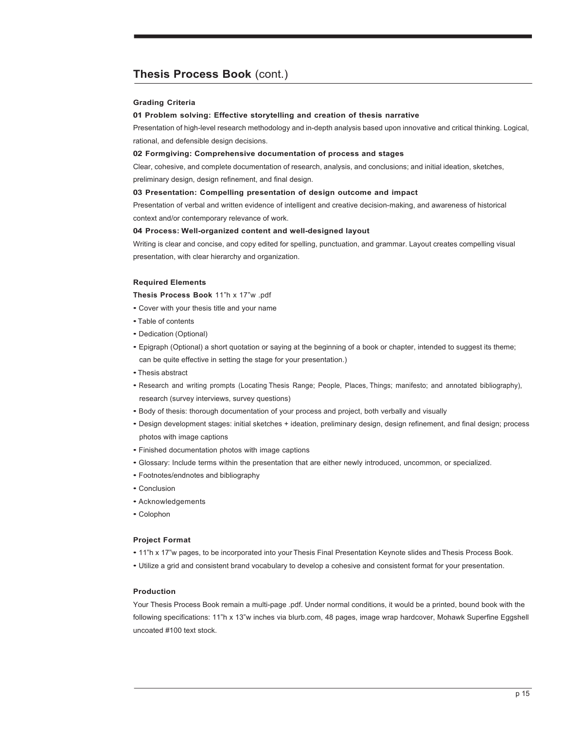## **Thesis Process Book** (cont.)

**Grading Criteria**

**01 Problem solving: Effective storytelling and creation of thesis narrative**

Presentation of high-level research methodology and in-depth analysis based upon innovative and critical thinking. Logical, rational, and defensible design decisions.

**02 Formgiving: Comprehensive documentation of process and stages**

Clear, cohesive, and complete documentation of research, analysis, and conclusions; and initial ideation, sketches, preliminary design, design refinement, and final design.

**03 Presentation: Compelling presentation of design outcome and impact**

Presentation of verbal and written evidence of intelligent and creative decision-making, and awareness of historical context and/or contemporary relevance of work.

**04 Process: Well-organized content and well-designed layout**

Writing is clear and concise, and copy edited for spelling, punctuation, and grammar. Layout creates compelling visual presentation, with clear hierarchy and organization.

**Required Elements**

**Thesis Process Book** 11"h x 17"w .pdf

- Cover with your thesis title and your name
- Table of contents
- Dedication (Optional)
- Epigraph (Optional) a short quotation or saying at the beginning of a book or chapter, intended to suggest its theme; can be quite effective in setting the stage for your presentation.)
- Thesis abstract
- Research and writing prompts (Locating Thesis Range; People, Places, Things; manifesto; and annotated bibliography), research (survey interviews, survey questions)
- Body of thesis: thorough documentation of your process and project, both verbally and visually
- Design development stages: initial sketches + ideation, preliminary design, design refinement, and final design; process photos with image captions
- Finished documentation photos with image captions
- Glossary: Include terms within the presentation that are either newly introduced, uncommon, or specialized.
- Footnotes/endnotes and bibliography
- Conclusion
- Acknowledgements
- Colophon

**Project Format**

- 11"h x 17"w pages, to be incorporated into your Thesis Final Presentation Keynote slides and Thesis Process Book.
- Utilize a grid and consistent brand vocabulary to develop a cohesive and consistent format for your presentation.

**Production**

Your Thesis Process Book remain a multi-page .pdf. Under normal conditions, it would be a printed, bound book with the following specifications: 11"h x 13"w inches via blurb.com, 48 pages, image wrap hardcover, Mohawk Superfine Eggshell uncoated #100 text stock.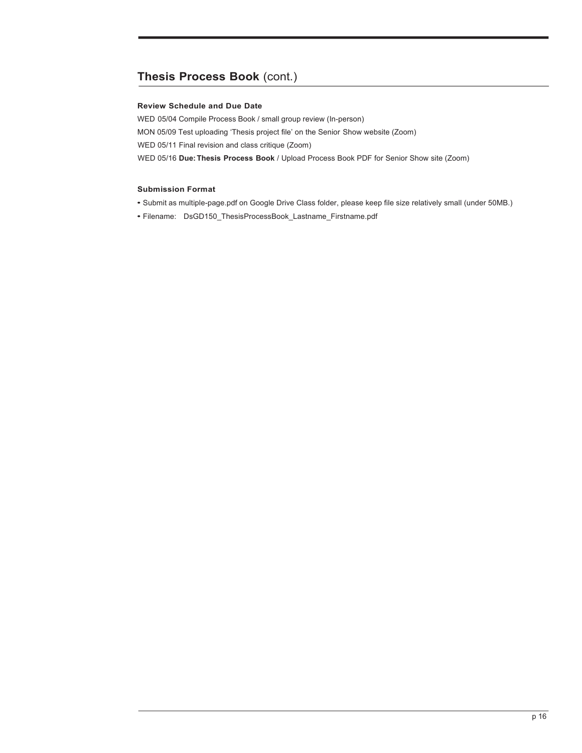## **Thesis Process Book** (cont.)

**Review Schedule and Due Date**

WED 05/04 Compile Process Book / small group review (In-person)

MON 05/09 Test uploading 'Thesis project file' on the Senior Show website (Zoom)

WED 05/11 Final revision and class critique (Zoom)

WED 05/16 **Due: Thesis Process Book** / Upload Process Book PDF for Senior Show site (Zoom)

**Submission Format**

- Submit as multiple-page.pdf on Google Drive Class folder, please keep file size relatively small (under 50MB.)
- Filename: DsGD150_ThesisProcessBook_Lastname_Firstname.pdf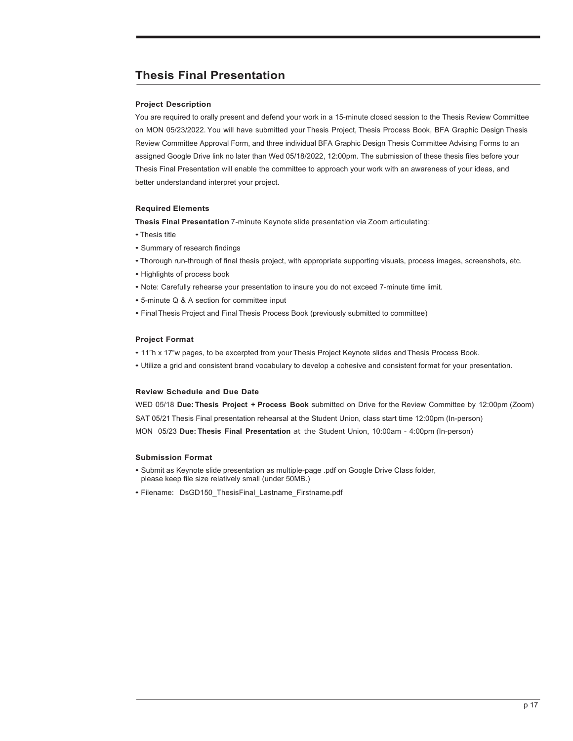## Thesis Final Presentation

### Project Description

You are required to orally present and defend your work in a 15-minute closed session to the Thesis Review Committee on MON 05/23/2022. You will have submitted your Thesis Project, Thesis Process Book, BFA Graphic Design Thesis Review Committee Approval Form, and three individual BFA Graphic Design Thesis Committee Advising Forms to an assigned Google Drive link no later than Wed 05/18/2022, 12:00pm. The submission of these thesis files before your Thesis Final Presentation will enable the committee to approach your work with an awareness of your ideas, and better understandand interpret your project.

### Required Elements

**Thesis Final Presentation** 7-minute Keynote slide presentation via Zoom articulating:

- Thesis title
- Summary of research findings
- Thorough run-through of final thesis project, with appropriate supporting visuals, process images, screenshots, etc.
- Highlights of process book
- Note: Carefully rehearse your presentation to insure you do not exceed 7-minute time limit.
- 5-minute Q & A section for committee input
- Final Thesis Project and Final Thesis Process Book (previously submitted to committee)

### Project Format

- 11"h x 17"w pages, to be excerpted from your Thesis Project Keynote slides and Thesis Process Book.
- Utilize a grid and consistent brand vocabulary to develop a cohesive and consistent format for your presentation.

### Review Schedule and Due Date

WED 05/18 **Due: Thesis Project + Process Book** submitted on Drive for the Review Committee by 12:00pm (Zoom)

SAT 05/21 Thesis Final presentation rehearsal at the Student Union, class start time 12:00pm (In-person)

MON 05/23 **Due: Thesis Final Presentation** at the Student Union, 10:00am - 4:00pm (In-person)

### Submission Format

- Submit as Keynote slide presentation as multiple-page .pdf on Google Drive Class folder, please keep file size relatively small (under 50MB.)
- Filename: DsGD150_ThesisFinal_Lastname_Firstname.pdf